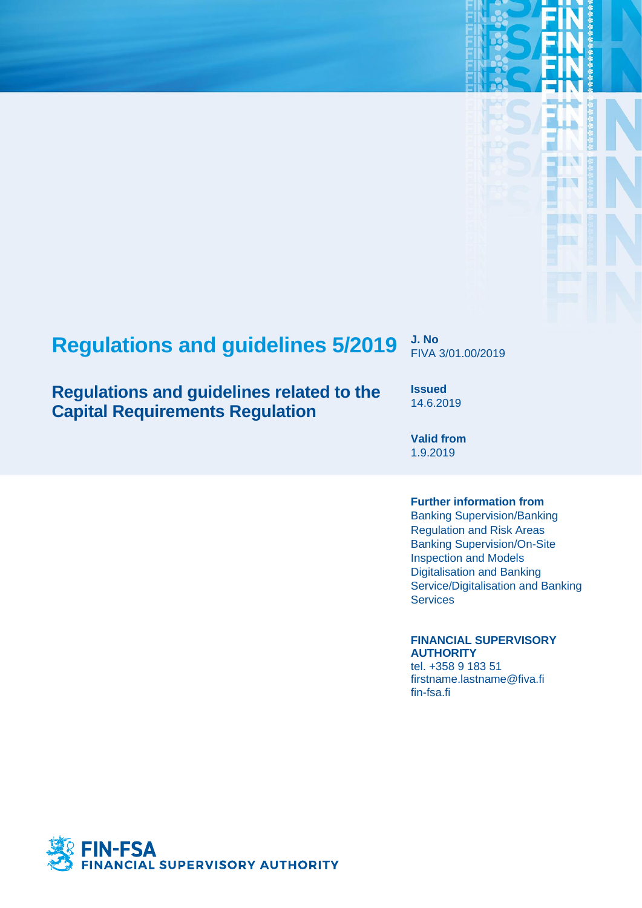# Regulations and guidelines 5/2019

## Regulations and guidelines related to the Capital Requirements Regulation

**J. No**
FIVA 3/01.00/2019

**Issued**
14.6.2019

**Valid from**
1.9.2019

**Further information from**
Banking Supervision/Banking Regulation and Risk Areas
Banking Supervision/On-Site Inspection and Models
Digitalisation and Banking Service/Digitalisation and Banking Services

**FINANCIAL SUPERVISORY AUTHORITY**
tel. +358 9 183 51
firstname.lastname@fiva.fi
fin-fsa.fi

FIN-FSA
FINANCIAL SUPERVISORY AUTHORITY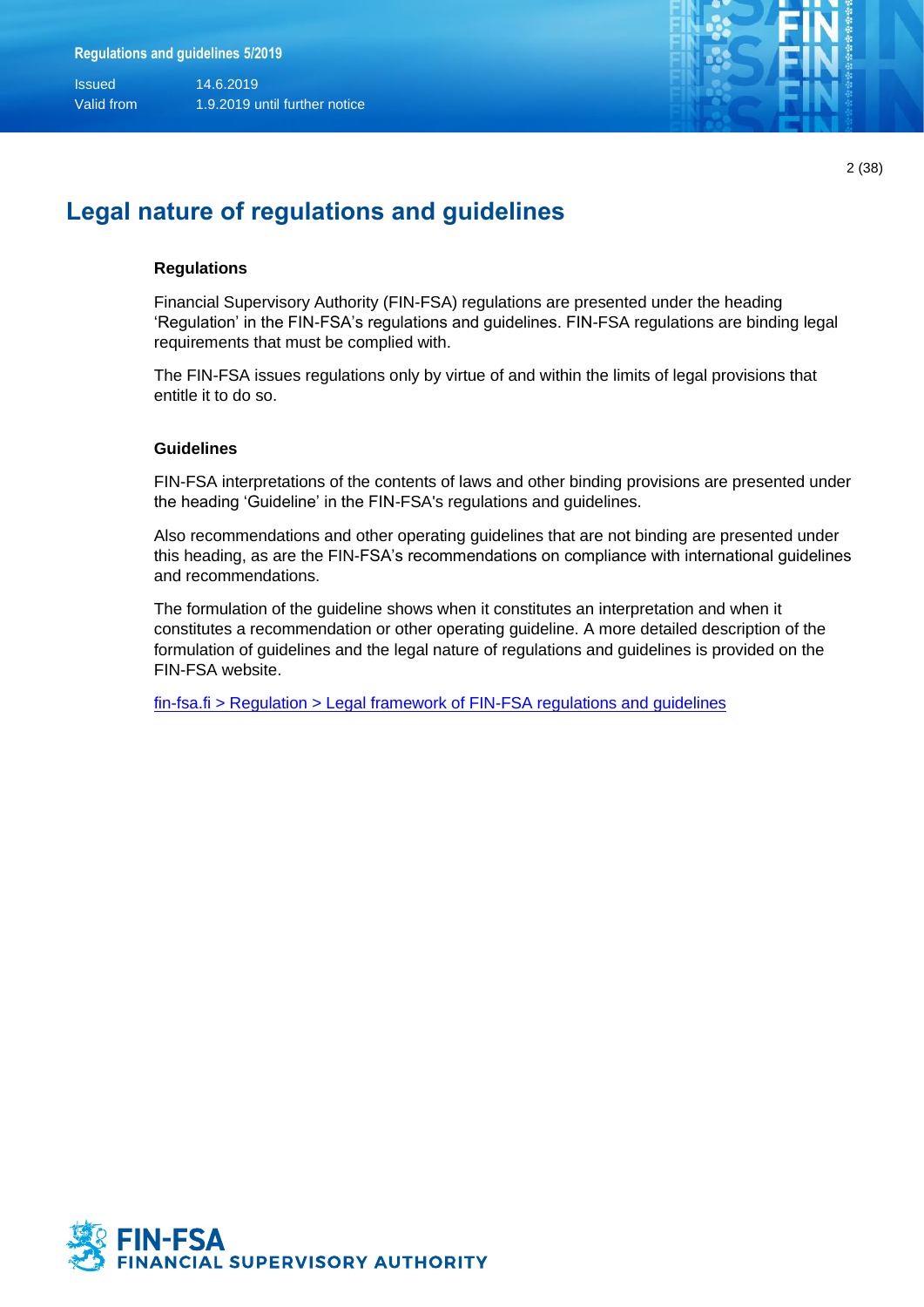# Legal nature of regulations and guidelines

### Regulations

Financial Supervisory Authority (FIN-FSA) regulations are presented under the heading 'Regulation' in the FIN-FSA's regulations and guidelines. FIN-FSA regulations are binding legal requirements that must be complied with.

The FIN-FSA issues regulations only by virtue of and within the limits of legal provisions that entitle it to do so.

### Guidelines

FIN-FSA interpretations of the contents of laws and other binding provisions are presented under the heading 'Guideline' in the FIN-FSA's regulations and guidelines.

Also recommendations and other operating guidelines that are not binding are presented under this heading, as are the FIN-FSA's recommendations on compliance with international guidelines and recommendations.

The formulation of the guideline shows when it constitutes an interpretation and when it constitutes a recommendation or other operating guideline. A more detailed description of the formulation of guidelines and the legal nature of regulations and guidelines is provided on the FIN-FSA website.

fin-fsa.fi > Regulation > Legal framework of FIN-FSA regulations and guidelines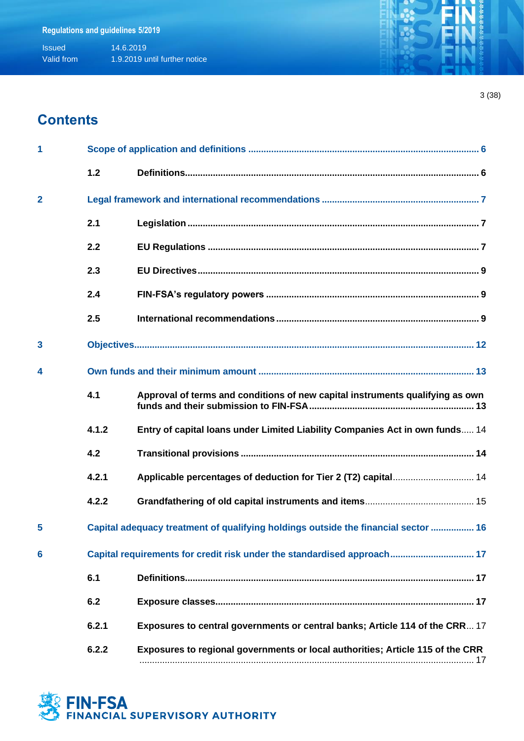# Contents

| | | | |
|---|---|---|---|
| 1 | Scope of application and definitions | | 6 |
| | 1.2 | Definitions | 6 |
| 2 | Legal framework and international recommendations | | 7 |
| | 2.1 | Legislation | 7 |
| | 2.2 | EU Regulations | 7 |
| | 2.3 | EU Directives | 9 |
| | 2.4 | FIN-FSA's regulatory powers | 9 |
| | 2.5 | International recommendations | 9 |
| 3 | Objectives | | 12 |
| 4 | Own funds and their minimum amount | | 13 |
| | 4.1 | Approval of terms and conditions of new capital instruments qualifying as own funds and their submission to FIN-FSA | 13 |
| | 4.1.2 | Entry of capital loans under Limited Liability Companies Act in own funds | 14 |
| | 4.2 | Transitional provisions | 14 |
| | 4.2.1 | Applicable percentages of deduction for Tier 2 (T2) capital | 14 |
| | 4.2.2 | Grandfathering of old capital instruments and items | 15 |
| 5 | Capital adequacy treatment of qualifying holdings outside the financial sector | | 16 |
| 6 | Capital requirements for credit risk under the standardised approach | | 17 |
| | 6.1 | Definitions | 17 |
| | 6.2 | Exposure classes | 17 |
| | 6.2.1 | Exposures to central governments or central banks; Article 114 of the CRR | 17 |
| | 6.2.2 | Exposures to regional governments or local authorities; Article 115 of the CRR | 17 |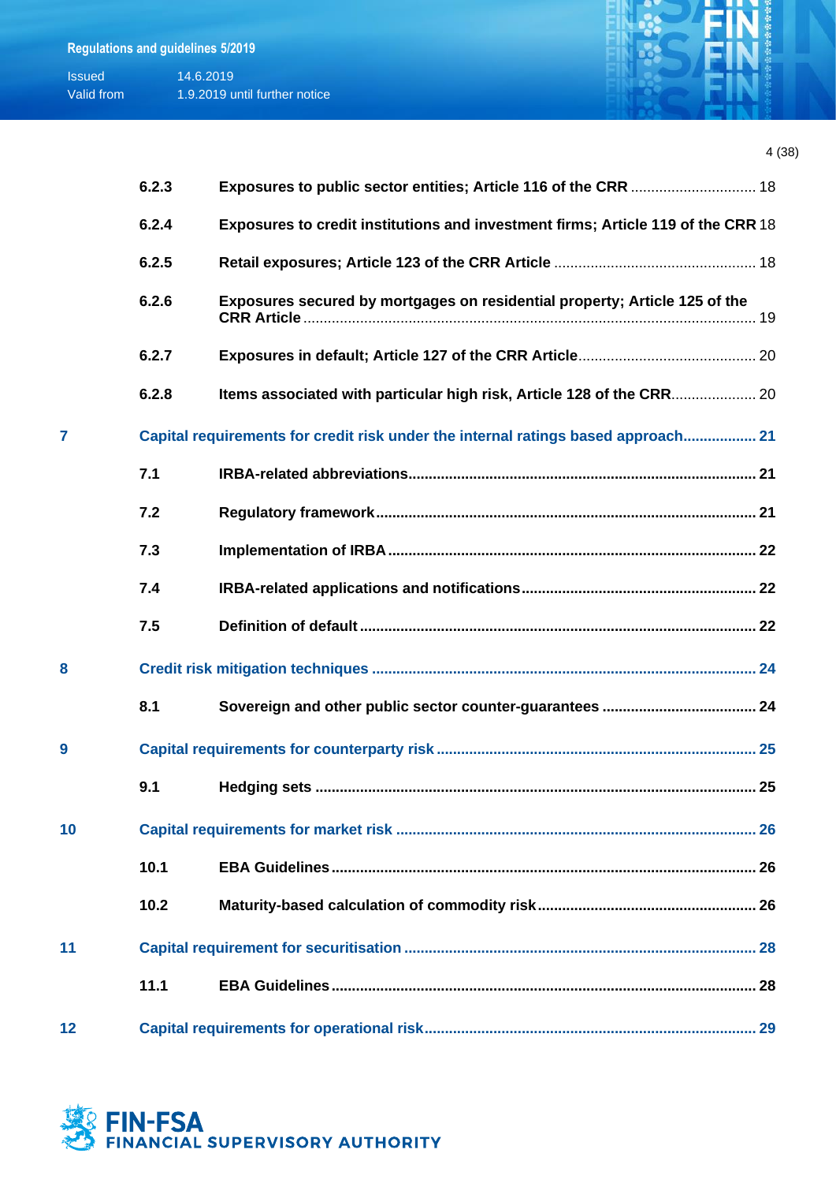6.2.3 Exposures to public sector entities; Article 116 of the CRR .............................. 18

6.2.4 Exposures to credit institutions and investment firms; Article 119 of the CRR 18

6.2.5 Retail exposures; Article 123 of the CRR Article ................................................. 18

6.2.6 Exposures secured by mortgages on residential property; Article 125 of the CRR Article ................................................................................................................ 19

6.2.7 Exposures in default; Article 127 of the CRR Article............................................ 20

6.2.8 Items associated with particular high risk, Article 128 of the CRR..................... 20

7 Capital requirements for credit risk under the internal ratings based approach.................. 21

7.1 IRBA-related abbreviations..................................................................................... 21

7.2 Regulatory framework............................................................................................. 21

7.3 Implementation of IRBA ......................................................................................... 22

7.4 IRBA-related applications and notifications......................................................... 22

7.5 Definition of default ................................................................................................ 22

8 Credit risk mitigation techniques ............................................................................... 24

8.1 Sovereign and other public sector counter-guarantees ..................................... 24

9 Capital requirements for counterparty risk ............................................................... 25

9.1 Hedging sets ........................................................................................................... 25

10 Capital requirements for market risk ........................................................................ 26

10.1 EBA Guidelines........................................................................................................ 26

10.2 Maturity-based calculation of commodity risk..................................................... 26

11 Capital requirement for securitisation ...................................................................... 28

11.1 EBA Guidelines........................................................................................................ 28

12 Capital requirements for operational risk................................................................. 29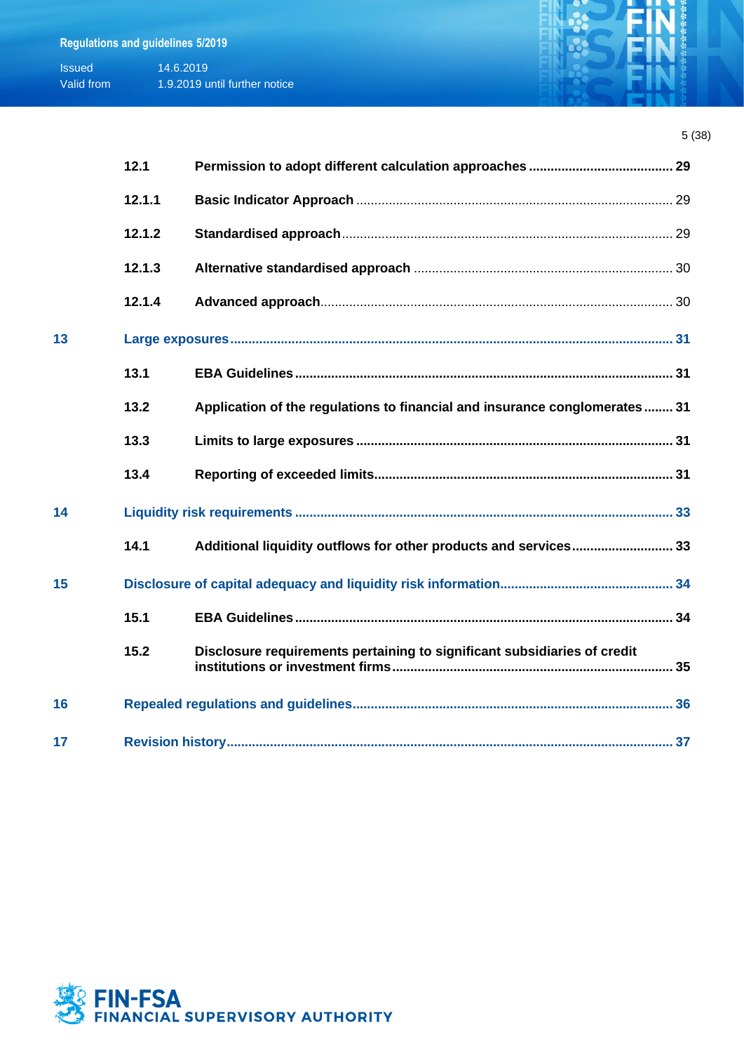| | | | |
|---|---|---|---|
| | 12.1 | **Permission to adopt different calculation approaches** | 29 |
| | 12.1.1 | **Basic Indicator Approach** | 29 |
| | 12.1.2 | **Standardised approach** | 29 |
| | 12.1.3 | **Alternative standardised approach** | 30 |
| | 12.1.4 | **Advanced approach** | 30 |
| 13 | **Large exposures** | | 31 |
| | 13.1 | **EBA Guidelines** | 31 |
| | 13.2 | **Application of the regulations to financial and insurance conglomerates** | 31 |
| | 13.3 | **Limits to large exposures** | 31 |
| | 13.4 | **Reporting of exceeded limits** | 31 |
| 14 | **Liquidity risk requirements** | | 33 |
| | 14.1 | **Additional liquidity outflows for other products and services** | 33 |
| 15 | **Disclosure of capital adequacy and liquidity risk information** | | 34 |
| | 15.1 | **EBA Guidelines** | 34 |
| | 15.2 | **Disclosure requirements pertaining to significant subsidiaries of credit institutions or investment firms** | 35 |
| 16 | **Repealed regulations and guidelines** | | 36 |
| 17 | **Revision history** | | 37 |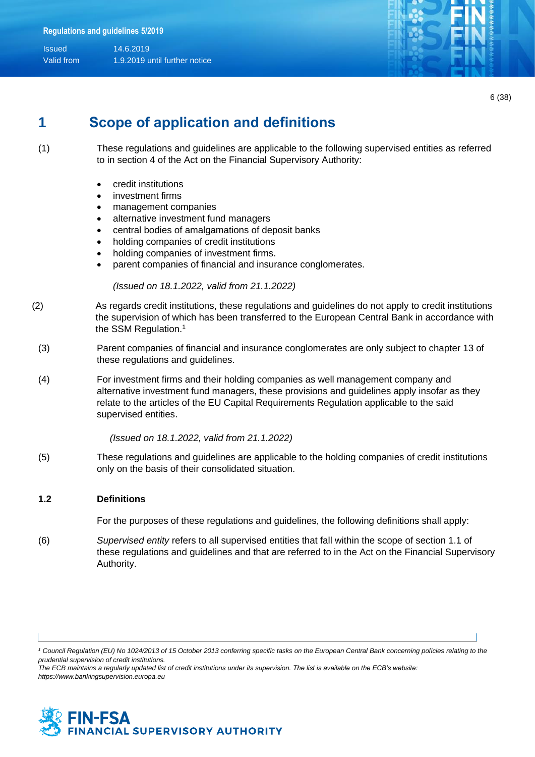# 1 Scope of application and definitions

(1) These regulations and guidelines are applicable to the following supervised entities as referred to in section 4 of the Act on the Financial Supervisory Authority:

- credit institutions
- investment firms
- management companies
- alternative investment fund managers
- central bodies of amalgamations of deposit banks
- holding companies of credit institutions
- holding companies of investment firms.
- parent companies of financial and insurance conglomerates.

*(Issued on 18.1.2022, valid from 21.1.2022)*

(2) As regards credit institutions, these regulations and guidelines do not apply to credit institutions the supervision of which has been transferred to the European Central Bank in accordance with the SSM Regulation.[1]

(3) Parent companies of financial and insurance conglomerates are only subject to chapter 13 of these regulations and guidelines.

(4) For investment firms and their holding companies as well management company and alternative investment fund managers, these provisions and guidelines apply insofar as they relate to the articles of the EU Capital Requirements Regulation applicable to the said supervised entities.

*(Issued on 18.1.2022, valid from 21.1.2022)*

(5) These regulations and guidelines are applicable to the holding companies of credit institutions only on the basis of their consolidated situation.

### 1.2 Definitions

For the purposes of these regulations and guidelines, the following definitions shall apply:

(6) *Supervised entity* refers to all supervised entities that fall within the scope of section 1.1 of these regulations and guidelines and that are referred to in the Act on the Financial Supervisory Authority.

---

[1] *Council Regulation (EU) No 1024/2013 of 15 October 2013 conferring specific tasks on the European Central Bank concerning policies relating to the prudential supervision of credit institutions.*
*The ECB maintains a regularly updated list of credit institutions under its supervision. The list is available on the ECB's website: https://www.bankingsupervision.europa.eu*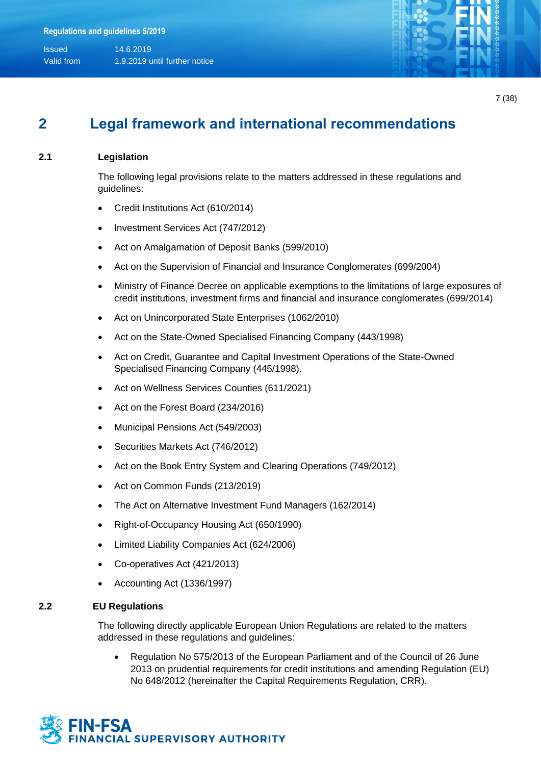# 2 Legal framework and international recommendations

## 2.1 Legislation

The following legal provisions relate to the matters addressed in these regulations and guidelines:

- Credit Institutions Act (610/2014)
- Investment Services Act (747/2012)
- Act on Amalgamation of Deposit Banks (599/2010)
- Act on the Supervision of Financial and Insurance Conglomerates (699/2004)
- Ministry of Finance Decree on applicable exemptions to the limitations of large exposures of credit institutions, investment firms and financial and insurance conglomerates (699/2014)
- Act on Unincorporated State Enterprises (1062/2010)
- Act on the State-Owned Specialised Financing Company (443/1998)
- Act on Credit, Guarantee and Capital Investment Operations of the State-Owned Specialised Financing Company (445/1998).
- Act on Wellness Services Counties (611/2021)
- Act on the Forest Board (234/2016)
- Municipal Pensions Act (549/2003)
- Securities Markets Act (746/2012)
- Act on the Book Entry System and Clearing Operations (749/2012)
- Act on Common Funds (213/2019)
- The Act on Alternative Investment Fund Managers (162/2014)
- Right-of-Occupancy Housing Act (650/1990)
- Limited Liability Companies Act (624/2006)
- Co-operatives Act (421/2013)
- Accounting Act (1336/1997)

## 2.2 EU Regulations

The following directly applicable European Union Regulations are related to the matters addressed in these regulations and guidelines:

- Regulation No 575/2013 of the European Parliament and of the Council of 26 June 2013 on prudential requirements for credit institutions and amending Regulation (EU) No 648/2012 (hereinafter the Capital Requirements Regulation, CRR).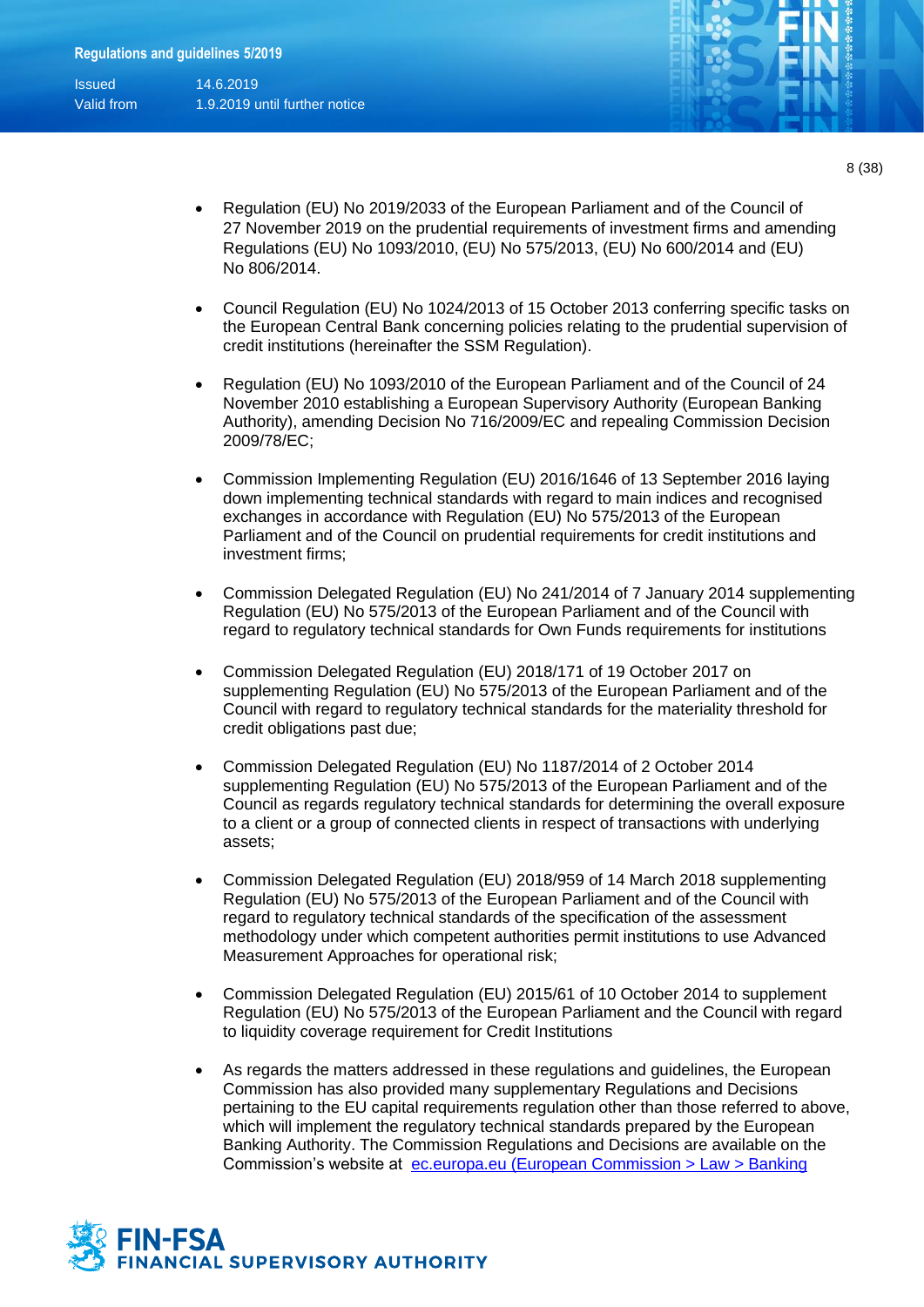- Regulation (EU) No 2019/2033 of the European Parliament and of the Council of 27 November 2019 on the prudential requirements of investment firms and amending Regulations (EU) No 1093/2010, (EU) No 575/2013, (EU) No 600/2014 and (EU) No 806/2014.

- Council Regulation (EU) No 1024/2013 of 15 October 2013 conferring specific tasks on the European Central Bank concerning policies relating to the prudential supervision of credit institutions (hereinafter the SSM Regulation).

- Regulation (EU) No 1093/2010 of the European Parliament and of the Council of 24 November 2010 establishing a European Supervisory Authority (European Banking Authority), amending Decision No 716/2009/EC and repealing Commission Decision 2009/78/EC;

- Commission Implementing Regulation (EU) 2016/1646 of 13 September 2016 laying down implementing technical standards with regard to main indices and recognised exchanges in accordance with Regulation (EU) No 575/2013 of the European Parliament and of the Council on prudential requirements for credit institutions and investment firms;

- Commission Delegated Regulation (EU) No 241/2014 of 7 January 2014 supplementing Regulation (EU) No 575/2013 of the European Parliament and of the Council with regard to regulatory technical standards for Own Funds requirements for institutions

- Commission Delegated Regulation (EU) 2018/171 of 19 October 2017 on supplementing Regulation (EU) No 575/2013 of the European Parliament and of the Council with regard to regulatory technical standards for the materiality threshold for credit obligations past due;

- Commission Delegated Regulation (EU) No 1187/2014 of 2 October 2014 supplementing Regulation (EU) No 575/2013 of the European Parliament and of the Council as regards regulatory technical standards for determining the overall exposure to a client or a group of connected clients in respect of transactions with underlying assets;

- Commission Delegated Regulation (EU) 2018/959 of 14 March 2018 supplementing Regulation (EU) No 575/2013 of the European Parliament and of the Council with regard to regulatory technical standards of the specification of the assessment methodology under which competent authorities permit institutions to use Advanced Measurement Approaches for operational risk;

- Commission Delegated Regulation (EU) 2015/61 of 10 October 2014 to supplement Regulation (EU) No 575/2013 of the European Parliament and the Council with regard to liquidity coverage requirement for Credit Institutions

- As regards the matters addressed in these regulations and guidelines, the European Commission has also provided many supplementary Regulations and Decisions pertaining to the EU capital requirements regulation other than those referred to above, which will implement the regulatory technical standards prepared by the European Banking Authority. The Commission Regulations and Decisions are available on the Commission's website at ec.europa.eu (European Commission > Law > Banking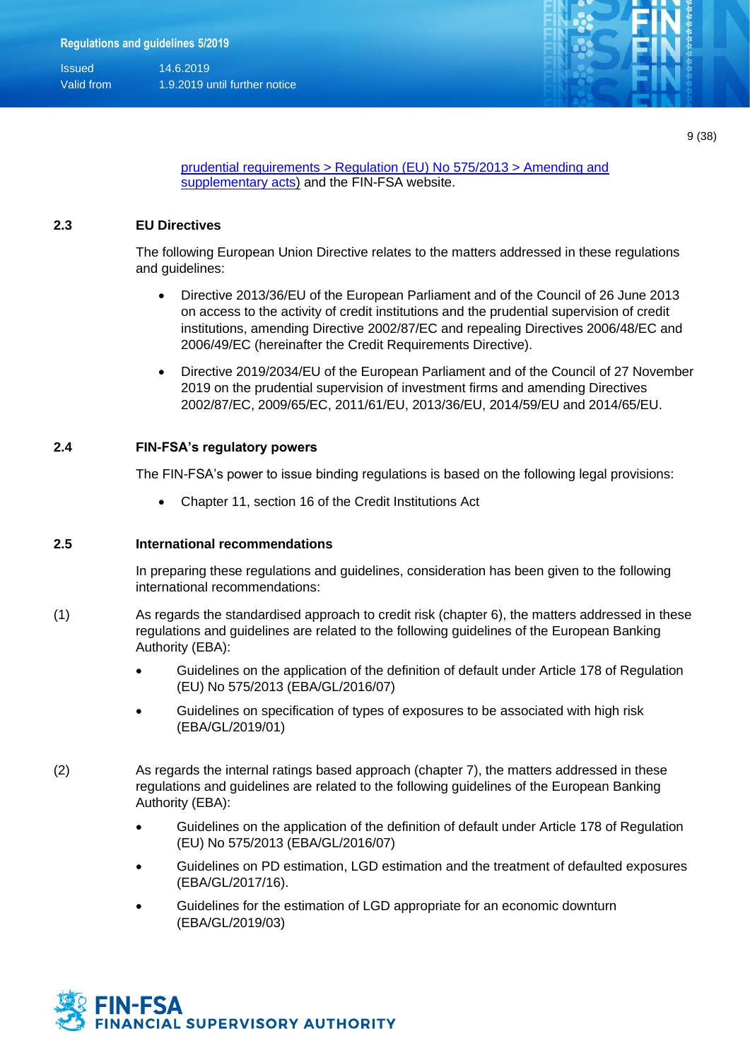[prudential requirements > Regulation (EU) No 575/2013 > Amending and supplementary acts]) and the FIN-FSA website.

## 2.3 EU Directives

The following European Union Directive relates to the matters addressed in these regulations and guidelines:

- Directive 2013/36/EU of the European Parliament and of the Council of 26 June 2013 on access to the activity of credit institutions and the prudential supervision of credit institutions, amending Directive 2002/87/EC and repealing Directives 2006/48/EC and 2006/49/EC (hereinafter the Credit Requirements Directive).
- Directive 2019/2034/EU of the European Parliament and of the Council of 27 November 2019 on the prudential supervision of investment firms and amending Directives 2002/87/EC, 2009/65/EC, 2011/61/EU, 2013/36/EU, 2014/59/EU and 2014/65/EU.

## 2.4 FIN-FSA's regulatory powers

The FIN-FSA's power to issue binding regulations is based on the following legal provisions:

- Chapter 11, section 16 of the Credit Institutions Act

## 2.5 International recommendations

In preparing these regulations and guidelines, consideration has been given to the following international recommendations:

(1) As regards the standardised approach to credit risk (chapter 6), the matters addressed in these regulations and guidelines are related to the following guidelines of the European Banking Authority (EBA):

- Guidelines on the application of the definition of default under Article 178 of Regulation (EU) No 575/2013 (EBA/GL/2016/07)
- Guidelines on specification of types of exposures to be associated with high risk (EBA/GL/2019/01)

(2) As regards the internal ratings based approach (chapter 7), the matters addressed in these regulations and guidelines are related to the following guidelines of the European Banking Authority (EBA):

- Guidelines on the application of the definition of default under Article 178 of Regulation (EU) No 575/2013 (EBA/GL/2016/07)
- Guidelines on PD estimation, LGD estimation and the treatment of defaulted exposures (EBA/GL/2017/16).
- Guidelines for the estimation of LGD appropriate for an economic downturn (EBA/GL/2019/03)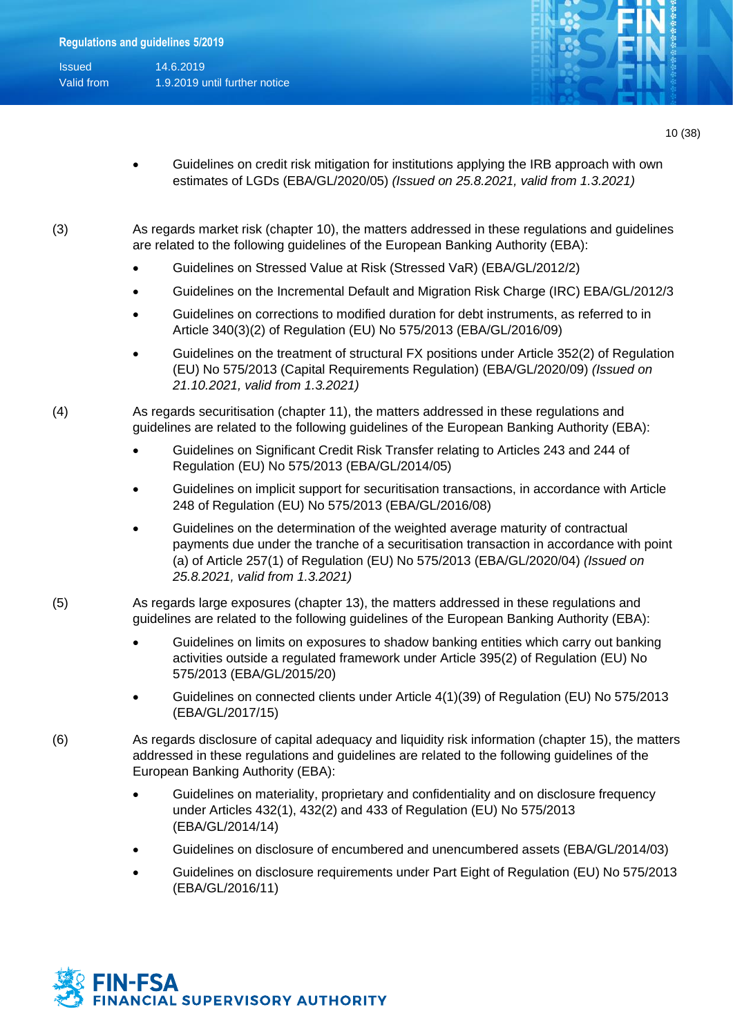- Guidelines on credit risk mitigation for institutions applying the IRB approach with own estimates of LGDs (EBA/GL/2020/05) *(Issued on 25.8.2021, valid from 1.3.2021)*

(3) As regards market risk (chapter 10), the matters addressed in these regulations and guidelines are related to the following guidelines of the European Banking Authority (EBA):

- Guidelines on Stressed Value at Risk (Stressed VaR) (EBA/GL/2012/2)
- Guidelines on the Incremental Default and Migration Risk Charge (IRC) EBA/GL/2012/3
- Guidelines on corrections to modified duration for debt instruments, as referred to in Article 340(3)(2) of Regulation (EU) No 575/2013 (EBA/GL/2016/09)
- Guidelines on the treatment of structural FX positions under Article 352(2) of Regulation (EU) No 575/2013 (Capital Requirements Regulation) (EBA/GL/2020/09) *(Issued on 21.10.2021, valid from 1.3.2021)*

(4) As regards securitisation (chapter 11), the matters addressed in these regulations and guidelines are related to the following guidelines of the European Banking Authority (EBA):

- Guidelines on Significant Credit Risk Transfer relating to Articles 243 and 244 of Regulation (EU) No 575/2013 (EBA/GL/2014/05)
- Guidelines on implicit support for securitisation transactions, in accordance with Article 248 of Regulation (EU) No 575/2013 (EBA/GL/2016/08)
- Guidelines on the determination of the weighted average maturity of contractual payments due under the tranche of a securitisation transaction in accordance with point (a) of Article 257(1) of Regulation (EU) No 575/2013 (EBA/GL/2020/04) *(Issued on 25.8.2021, valid from 1.3.2021)*

(5) As regards large exposures (chapter 13), the matters addressed in these regulations and guidelines are related to the following guidelines of the European Banking Authority (EBA):

- Guidelines on limits on exposures to shadow banking entities which carry out banking activities outside a regulated framework under Article 395(2) of Regulation (EU) No 575/2013 (EBA/GL/2015/20)
- Guidelines on connected clients under Article 4(1)(39) of Regulation (EU) No 575/2013 (EBA/GL/2017/15)

(6) As regards disclosure of capital adequacy and liquidity risk information (chapter 15), the matters addressed in these regulations and guidelines are related to the following guidelines of the European Banking Authority (EBA):

- Guidelines on materiality, proprietary and confidentiality and on disclosure frequency under Articles 432(1), 432(2) and 433 of Regulation (EU) No 575/2013 (EBA/GL/2014/14)
- Guidelines on disclosure of encumbered and unencumbered assets (EBA/GL/2014/03)
- Guidelines on disclosure requirements under Part Eight of Regulation (EU) No 575/2013 (EBA/GL/2016/11)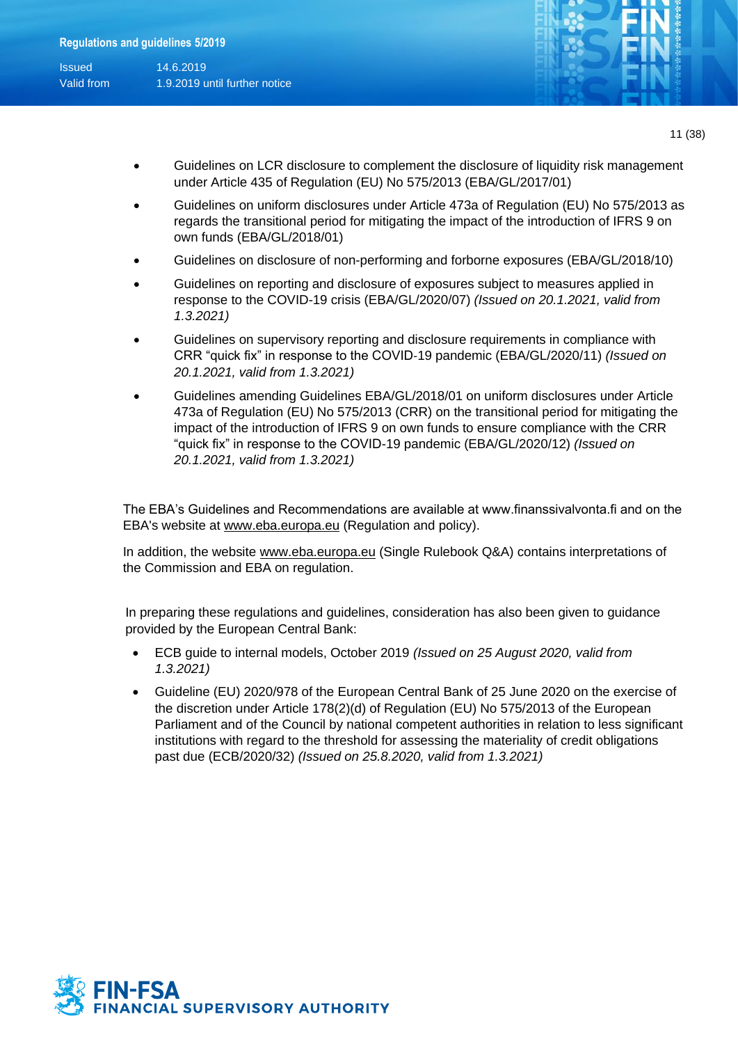- Guidelines on LCR disclosure to complement the disclosure of liquidity risk management under Article 435 of Regulation (EU) No 575/2013 (EBA/GL/2017/01)
- Guidelines on uniform disclosures under Article 473a of Regulation (EU) No 575/2013 as regards the transitional period for mitigating the impact of the introduction of IFRS 9 on own funds (EBA/GL/2018/01)
- Guidelines on disclosure of non-performing and forborne exposures (EBA/GL/2018/10)
- Guidelines on reporting and disclosure of exposures subject to measures applied in response to the COVID-19 crisis (EBA/GL/2020/07) *(Issued on 20.1.2021, valid from 1.3.2021)*
- Guidelines on supervisory reporting and disclosure requirements in compliance with CRR "quick fix" in response to the COVID-19 pandemic (EBA/GL/2020/11) *(Issued on 20.1.2021, valid from 1.3.2021)*
- Guidelines amending Guidelines EBA/GL/2018/01 on uniform disclosures under Article 473a of Regulation (EU) No 575/2013 (CRR) on the transitional period for mitigating the impact of the introduction of IFRS 9 on own funds to ensure compliance with the CRR "quick fix" in response to the COVID-19 pandemic (EBA/GL/2020/12) *(Issued on 20.1.2021, valid from 1.3.2021)*

The EBA's Guidelines and Recommendations are available at www.finanssivalvonta.fi and on the EBA's website at www.eba.europa.eu (Regulation and policy).

In addition, the website www.eba.europa.eu (Single Rulebook Q&A) contains interpretations of the Commission and EBA on regulation.

In preparing these regulations and guidelines, consideration has also been given to guidance provided by the European Central Bank:

- ECB guide to internal models, October 2019 *(Issued on 25 August 2020, valid from 1.3.2021)*
- Guideline (EU) 2020/978 of the European Central Bank of 25 June 2020 on the exercise of the discretion under Article 178(2)(d) of Regulation (EU) No 575/2013 of the European Parliament and of the Council by national competent authorities in relation to less significant institutions with regard to the threshold for assessing the materiality of credit obligations past due (ECB/2020/32) *(Issued on 25.8.2020, valid from 1.3.2021)*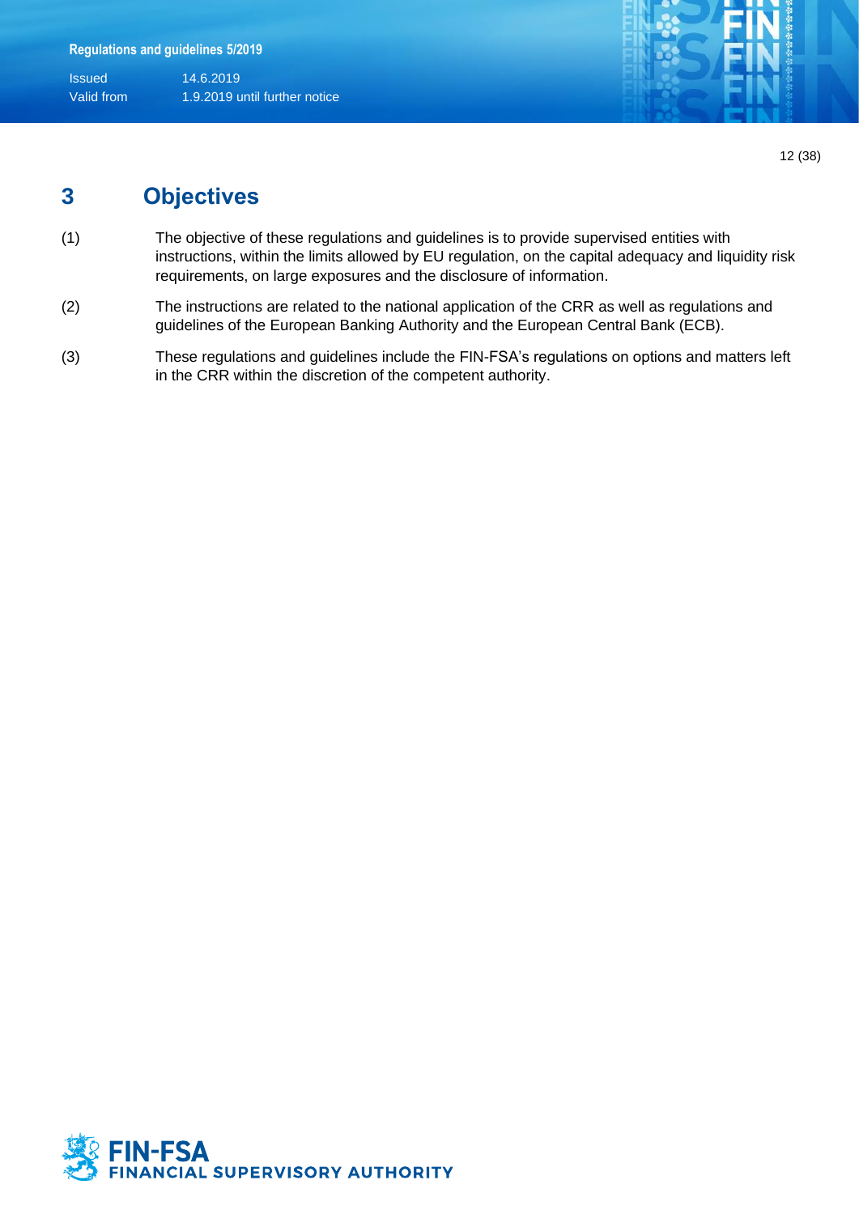# 3 Objectives

(1) The objective of these regulations and guidelines is to provide supervised entities with instructions, within the limits allowed by EU regulation, on the capital adequacy and liquidity risk requirements, on large exposures and the disclosure of information.

(2) The instructions are related to the national application of the CRR as well as regulations and guidelines of the European Banking Authority and the European Central Bank (ECB).

(3) These regulations and guidelines include the FIN-FSA's regulations on options and matters left in the CRR within the discretion of the competent authority.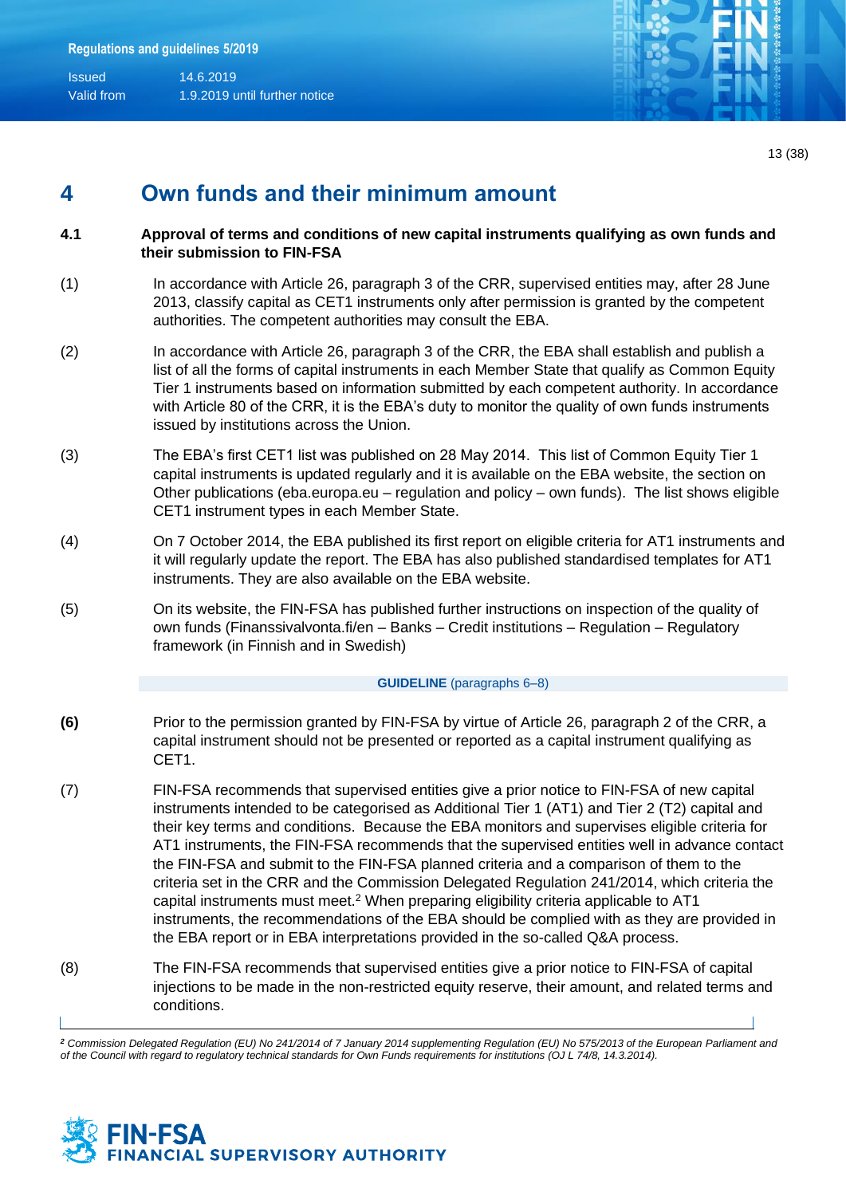# 4 Own funds and their minimum amount

## 4.1 Approval of terms and conditions of new capital instruments qualifying as own funds and their submission to FIN-FSA

(1) In accordance with Article 26, paragraph 3 of the CRR, supervised entities may, after 28 June 2013, classify capital as CET1 instruments only after permission is granted by the competent authorities. The competent authorities may consult the EBA.

(2) In accordance with Article 26, paragraph 3 of the CRR, the EBA shall establish and publish a list of all the forms of capital instruments in each Member State that qualify as Common Equity Tier 1 instruments based on information submitted by each competent authority. In accordance with Article 80 of the CRR, it is the EBA's duty to monitor the quality of own funds instruments issued by institutions across the Union.

(3) The EBA's first CET1 list was published on 28 May 2014. This list of Common Equity Tier 1 capital instruments is updated regularly and it is available on the EBA website, the section on Other publications (eba.europa.eu – regulation and policy – own funds). The list shows eligible CET1 instrument types in each Member State.

(4) On 7 October 2014, the EBA published its first report on eligible criteria for AT1 instruments and it will regularly update the report. The EBA has also published standardised templates for AT1 instruments. They are also available on the EBA website.

(5) On its website, the FIN-FSA has published further instructions on inspection of the quality of own funds (Finanssivalvonta.fi/en – Banks – Credit institutions – Regulation – Regulatory framework (in Finnish and in Swedish)

**GUIDELINE** (paragraphs 6–8)

**(6)** Prior to the permission granted by FIN-FSA by virtue of Article 26, paragraph 2 of the CRR, a capital instrument should not be presented or reported as a capital instrument qualifying as CET1.

(7) FIN-FSA recommends that supervised entities give a prior notice to FIN-FSA of new capital instruments intended to be categorised as Additional Tier 1 (AT1) and Tier 2 (T2) capital and their key terms and conditions. Because the EBA monitors and supervises eligible criteria for AT1 instruments, the FIN-FSA recommends that the supervised entities well in advance contact the FIN-FSA and submit to the FIN-FSA planned criteria and a comparison of them to the criteria set in the CRR and the Commission Delegated Regulation 241/2014, which criteria the capital instruments must meet.[2] When preparing eligibility criteria applicable to AT1 instruments, the recommendations of the EBA should be complied with as they are provided in the EBA report or in EBA interpretations provided in the so-called Q&A process.

(8) The FIN-FSA recommends that supervised entities give a prior notice to FIN-FSA of capital injections to be made in the non-restricted equity reserve, their amount, and related terms and conditions.

[2] *Commission Delegated Regulation (EU) No 241/2014 of 7 January 2014 supplementing Regulation (EU) No 575/2013 of the European Parliament and of the Council with regard to regulatory technical standards for Own Funds requirements for institutions (OJ L 74/8, 14.3.2014).*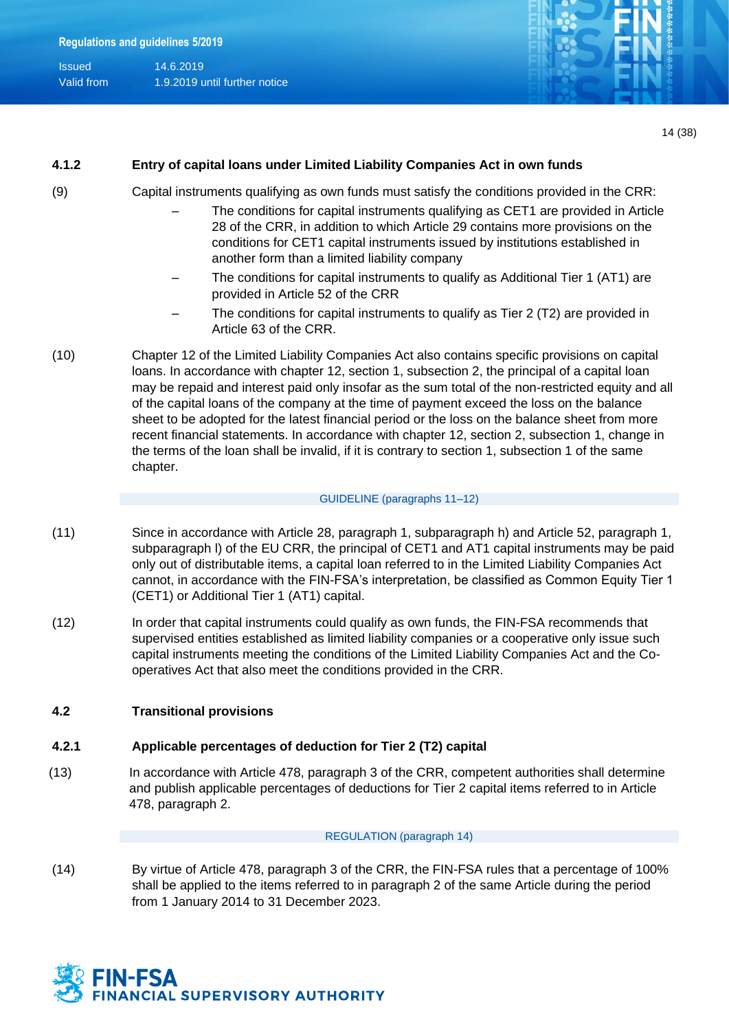### 4.1.2 Entry of capital loans under Limited Liability Companies Act in own funds

(9) Capital instruments qualifying as own funds must satisfy the conditions provided in the CRR:

- The conditions for capital instruments qualifying as CET1 are provided in Article 28 of the CRR, in addition to which Article 29 contains more provisions on the conditions for CET1 capital instruments issued by institutions established in another form than a limited liability company
- The conditions for capital instruments to qualify as Additional Tier 1 (AT1) are provided in Article 52 of the CRR
- The conditions for capital instruments to qualify as Tier 2 (T2) are provided in Article 63 of the CRR.

(10) Chapter 12 of the Limited Liability Companies Act also contains specific provisions on capital loans. In accordance with chapter 12, section 1, subsection 2, the principal of a capital loan may be repaid and interest paid only insofar as the sum total of the non-restricted equity and all of the capital loans of the company at the time of payment exceed the loss on the balance sheet to be adopted for the latest financial period or the loss on the balance sheet from more recent financial statements. In accordance with chapter 12, section 2, subsection 1, change in the terms of the loan shall be invalid, if it is contrary to section 1, subsection 1 of the same chapter.

GUIDELINE (paragraphs 11–12)

(11) Since in accordance with Article 28, paragraph 1, subparagraph h) and Article 52, paragraph 1, subparagraph l) of the EU CRR, the principal of CET1 and AT1 capital instruments may be paid only out of distributable items, a capital loan referred to in the Limited Liability Companies Act cannot, in accordance with the FIN-FSA's interpretation, be classified as Common Equity Tier 1 (CET1) or Additional Tier 1 (AT1) capital.

(12) In order that capital instruments could qualify as own funds, the FIN-FSA recommends that supervised entities established as limited liability companies or a cooperative only issue such capital instruments meeting the conditions of the Limited Liability Companies Act and the Co-operatives Act that also meet the conditions provided in the CRR.

## 4.2 Transitional provisions

### 4.2.1 Applicable percentages of deduction for Tier 2 (T2) capital

(13) In accordance with Article 478, paragraph 3 of the CRR, competent authorities shall determine and publish applicable percentages of deductions for Tier 2 capital items referred to in Article 478, paragraph 2.

REGULATION (paragraph 14)

(14) By virtue of Article 478, paragraph 3 of the CRR, the FIN-FSA rules that a percentage of 100% shall be applied to the items referred to in paragraph 2 of the same Article during the period from 1 January 2014 to 31 December 2023.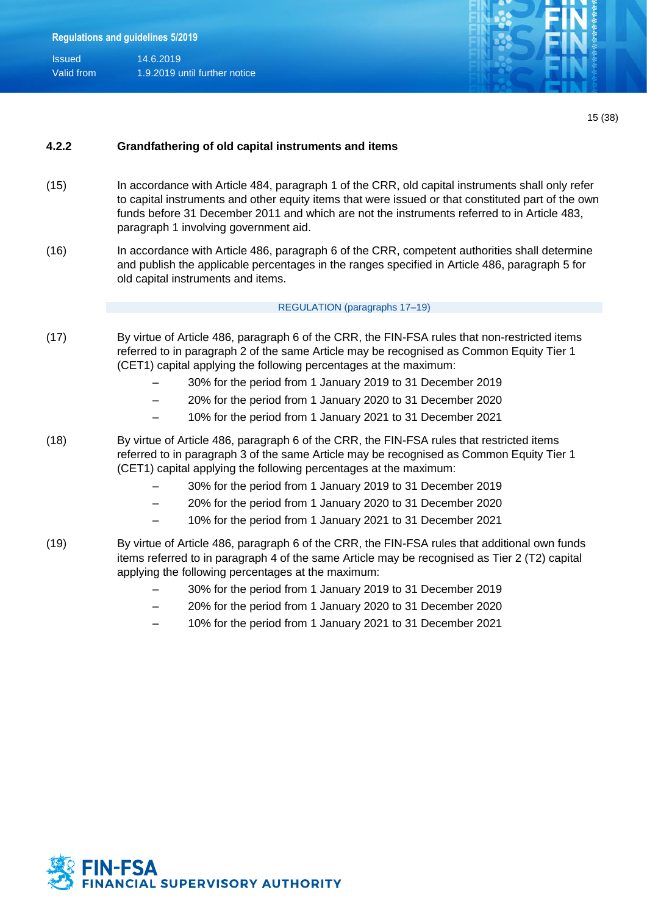### 4.2.2 Grandfathering of old capital instruments and items

(15) In accordance with Article 484, paragraph 1 of the CRR, old capital instruments shall only refer to capital instruments and other equity items that were issued or that constituted part of the own funds before 31 December 2011 and which are not the instruments referred to in Article 483, paragraph 1 involving government aid.

(16) In accordance with Article 486, paragraph 6 of the CRR, competent authorities shall determine and publish the applicable percentages in the ranges specified in Article 486, paragraph 5 for old capital instruments and items.

REGULATION (paragraphs 17–19)

(17) By virtue of Article 486, paragraph 6 of the CRR, the FIN-FSA rules that non-restricted items referred to in paragraph 2 of the same Article may be recognised as Common Equity Tier 1 (CET1) capital applying the following percentages at the maximum:

- 30% for the period from 1 January 2019 to 31 December 2019
- 20% for the period from 1 January 2020 to 31 December 2020
- 10% for the period from 1 January 2021 to 31 December 2021

(18) By virtue of Article 486, paragraph 6 of the CRR, the FIN-FSA rules that restricted items referred to in paragraph 3 of the same Article may be recognised as Common Equity Tier 1 (CET1) capital applying the following percentages at the maximum:

- 30% for the period from 1 January 2019 to 31 December 2019
- 20% for the period from 1 January 2020 to 31 December 2020
- 10% for the period from 1 January 2021 to 31 December 2021

(19) By virtue of Article 486, paragraph 6 of the CRR, the FIN-FSA rules that additional own funds items referred to in paragraph 4 of the same Article may be recognised as Tier 2 (T2) capital applying the following percentages at the maximum:

- 30% for the period from 1 January 2019 to 31 December 2019
- 20% for the period from 1 January 2020 to 31 December 2020
- 10% for the period from 1 January 2021 to 31 December 2021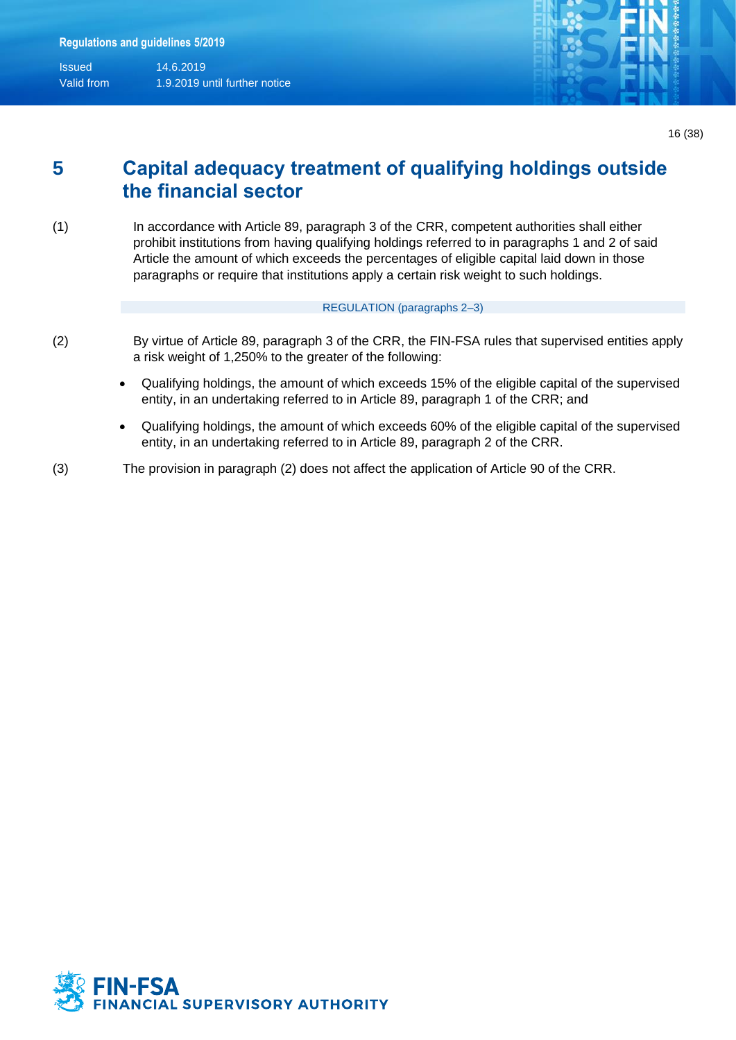# 5 Capital adequacy treatment of qualifying holdings outside the financial sector

(1) In accordance with Article 89, paragraph 3 of the CRR, competent authorities shall either prohibit institutions from having qualifying holdings referred to in paragraphs 1 and 2 of said Article the amount of which exceeds the percentages of eligible capital laid down in those paragraphs or require that institutions apply a certain risk weight to such holdings.

REGULATION (paragraphs 2–3)

(2) By virtue of Article 89, paragraph 3 of the CRR, the FIN-FSA rules that supervised entities apply a risk weight of 1,250% to the greater of the following:

- Qualifying holdings, the amount of which exceeds 15% of the eligible capital of the supervised entity, in an undertaking referred to in Article 89, paragraph 1 of the CRR; and
- Qualifying holdings, the amount of which exceeds 60% of the eligible capital of the supervised entity, in an undertaking referred to in Article 89, paragraph 2 of the CRR.

(3) The provision in paragraph (2) does not affect the application of Article 90 of the CRR.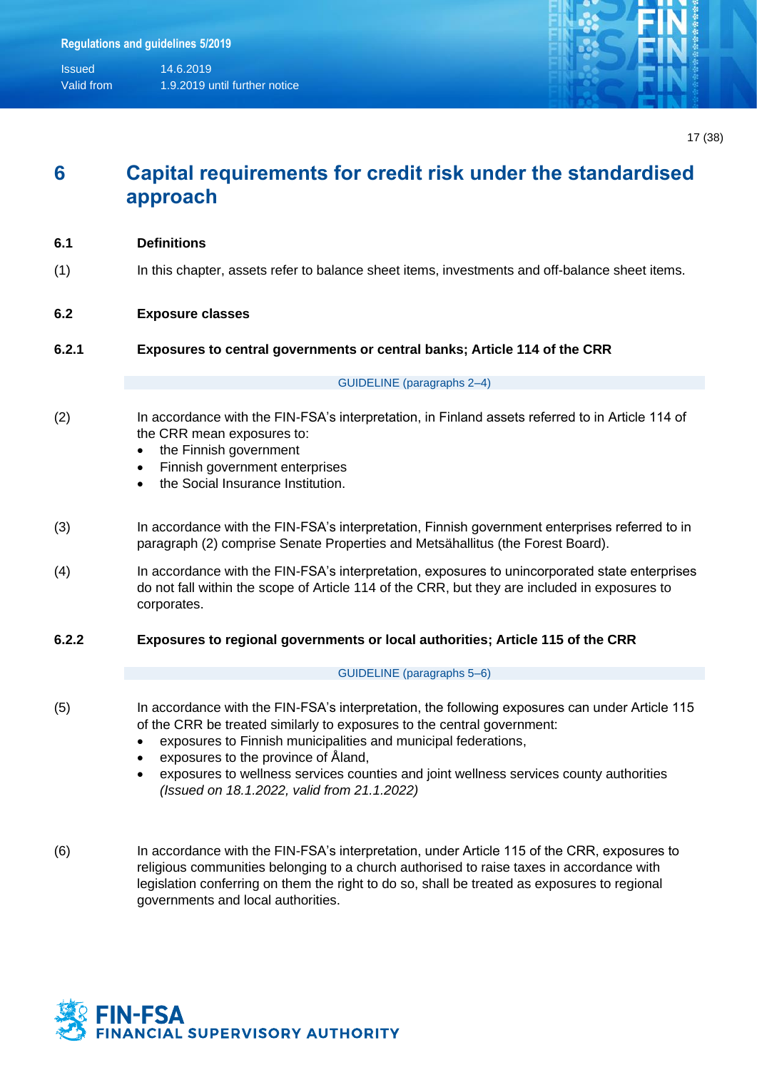# 6 Capital requirements for credit risk under the standardised approach

## 6.1 Definitions

(1) In this chapter, assets refer to balance sheet items, investments and off-balance sheet items.

## 6.2 Exposure classes

### 6.2.1 Exposures to central governments or central banks; Article 114 of the CRR

GUIDELINE (paragraphs 2–4)

(2) In accordance with the FIN-FSA's interpretation, in Finland assets referred to in Article 114 of the CRR mean exposures to:

- the Finnish government
- Finnish government enterprises
- the Social Insurance Institution.

(3) In accordance with the FIN-FSA's interpretation, Finnish government enterprises referred to in paragraph (2) comprise Senate Properties and Metsähallitus (the Forest Board).

(4) In accordance with the FIN-FSA's interpretation, exposures to unincorporated state enterprises do not fall within the scope of Article 114 of the CRR, but they are included in exposures to corporates.

### 6.2.2 Exposures to regional governments or local authorities; Article 115 of the CRR

GUIDELINE (paragraphs 5–6)

(5) In accordance with the FIN-FSA's interpretation, the following exposures can under Article 115 of the CRR be treated similarly to exposures to the central government:

- exposures to Finnish municipalities and municipal federations,
- exposures to the province of Åland,
- exposures to wellness services counties and joint wellness services county authorities *(Issued on 18.1.2022, valid from 21.1.2022)*

(6) In accordance with the FIN-FSA's interpretation, under Article 115 of the CRR, exposures to religious communities belonging to a church authorised to raise taxes in accordance with legislation conferring on them the right to do so, shall be treated as exposures to regional governments and local authorities.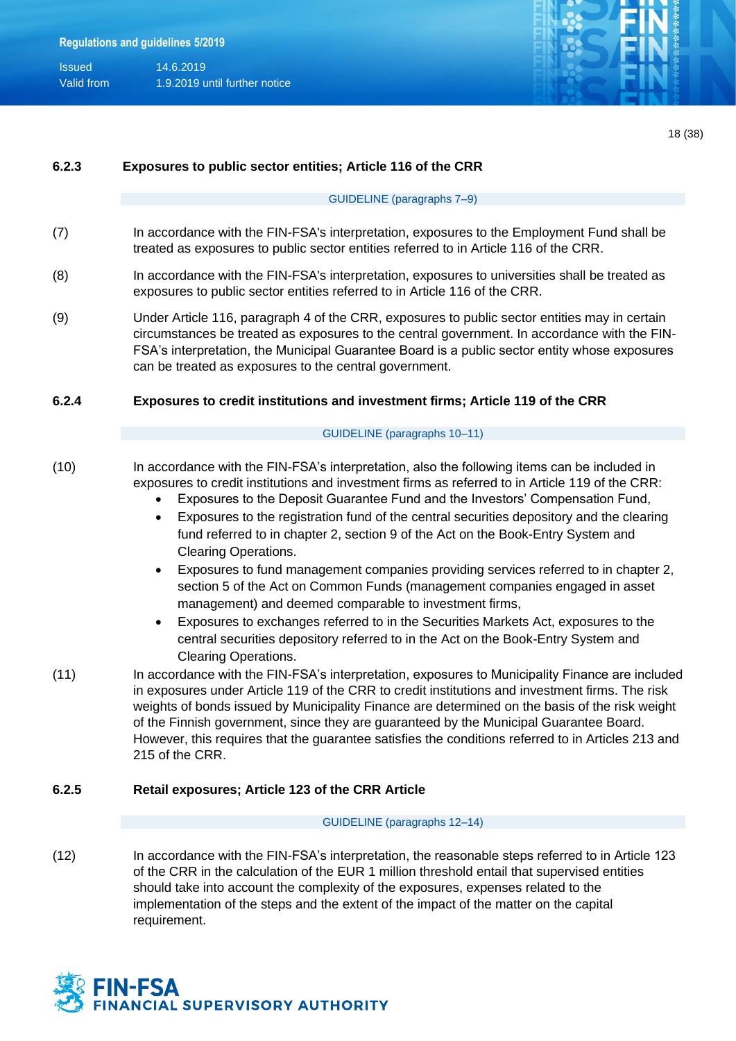### 6.2.3 Exposures to public sector entities; Article 116 of the CRR

GUIDELINE (paragraphs 7–9)

(7) In accordance with the FIN-FSA's interpretation, exposures to the Employment Fund shall be treated as exposures to public sector entities referred to in Article 116 of the CRR.

(8) In accordance with the FIN-FSA's interpretation, exposures to universities shall be treated as exposures to public sector entities referred to in Article 116 of the CRR.

(9) Under Article 116, paragraph 4 of the CRR, exposures to public sector entities may in certain circumstances be treated as exposures to the central government. In accordance with the FIN-FSA's interpretation, the Municipal Guarantee Board is a public sector entity whose exposures can be treated as exposures to the central government.

### 6.2.4 Exposures to credit institutions and investment firms; Article 119 of the CRR

GUIDELINE (paragraphs 10–11)

(10) In accordance with the FIN-FSA's interpretation, also the following items can be included in exposures to credit institutions and investment firms as referred to in Article 119 of the CRR:

- Exposures to the Deposit Guarantee Fund and the Investors' Compensation Fund,
- Exposures to the registration fund of the central securities depository and the clearing fund referred to in chapter 2, section 9 of the Act on the Book-Entry System and Clearing Operations.
- Exposures to fund management companies providing services referred to in chapter 2, section 5 of the Act on Common Funds (management companies engaged in asset management) and deemed comparable to investment firms,
- Exposures to exchanges referred to in the Securities Markets Act, exposures to the central securities depository referred to in the Act on the Book-Entry System and Clearing Operations.

(11) In accordance with the FIN-FSA's interpretation, exposures to Municipality Finance are included in exposures under Article 119 of the CRR to credit institutions and investment firms. The risk weights of bonds issued by Municipality Finance are determined on the basis of the risk weight of the Finnish government, since they are guaranteed by the Municipal Guarantee Board. However, this requires that the guarantee satisfies the conditions referred to in Articles 213 and 215 of the CRR.

### 6.2.5 Retail exposures; Article 123 of the CRR Article

GUIDELINE (paragraphs 12–14)

(12) In accordance with the FIN-FSA's interpretation, the reasonable steps referred to in Article 123 of the CRR in the calculation of the EUR 1 million threshold entail that supervised entities should take into account the complexity of the exposures, expenses related to the implementation of the steps and the extent of the impact of the matter on the capital requirement.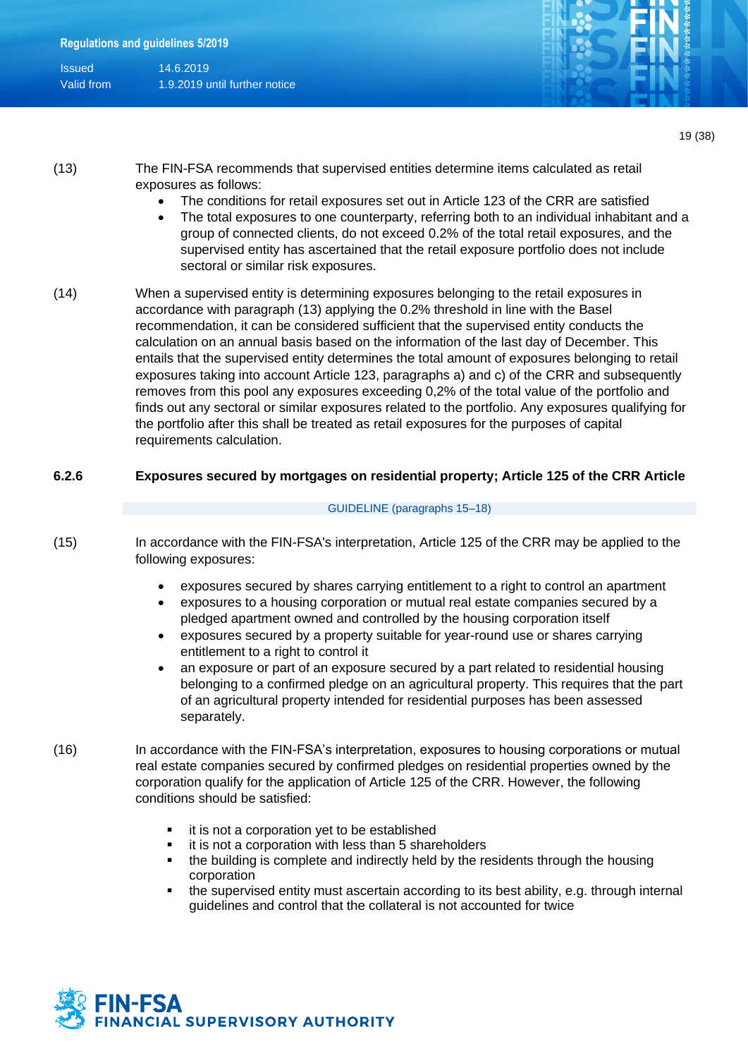(13) The FIN-FSA recommends that supervised entities determine items calculated as retail exposures as follows:

- The conditions for retail exposures set out in Article 123 of the CRR are satisfied
- The total exposures to one counterparty, referring both to an individual inhabitant and a group of connected clients, do not exceed 0.2% of the total retail exposures, and the supervised entity has ascertained that the retail exposure portfolio does not include sectoral or similar risk exposures.

(14) When a supervised entity is determining exposures belonging to the retail exposures in accordance with paragraph (13) applying the 0.2% threshold in line with the Basel recommendation, it can be considered sufficient that the supervised entity conducts the calculation on an annual basis based on the information of the last day of December. This entails that the supervised entity determines the total amount of exposures belonging to retail exposures taking into account Article 123, paragraphs a) and c) of the CRR and subsequently removes from this pool any exposures exceeding 0,2% of the total value of the portfolio and finds out any sectoral or similar exposures related to the portfolio. Any exposures qualifying for the portfolio after this shall be treated as retail exposures for the purposes of capital requirements calculation.

### 6.2.6 Exposures secured by mortgages on residential property; Article 125 of the CRR Article

GUIDELINE (paragraphs 15–18)

(15) In accordance with the FIN-FSA's interpretation, Article 125 of the CRR may be applied to the following exposures:

- exposures secured by shares carrying entitlement to a right to control an apartment
- exposures to a housing corporation or mutual real estate companies secured by a pledged apartment owned and controlled by the housing corporation itself
- exposures secured by a property suitable for year-round use or shares carrying entitlement to a right to control it
- an exposure or part of an exposure secured by a part related to residential housing belonging to a confirmed pledge on an agricultural property. This requires that the part of an agricultural property intended for residential purposes has been assessed separately.

(16) In accordance with the FIN-FSA's interpretation, exposures to housing corporations or mutual real estate companies secured by confirmed pledges on residential properties owned by the corporation qualify for the application of Article 125 of the CRR. However, the following conditions should be satisfied:

- it is not a corporation yet to be established
- it is not a corporation with less than 5 shareholders
- the building is complete and indirectly held by the residents through the housing corporation
- the supervised entity must ascertain according to its best ability, e.g. through internal guidelines and control that the collateral is not accounted for twice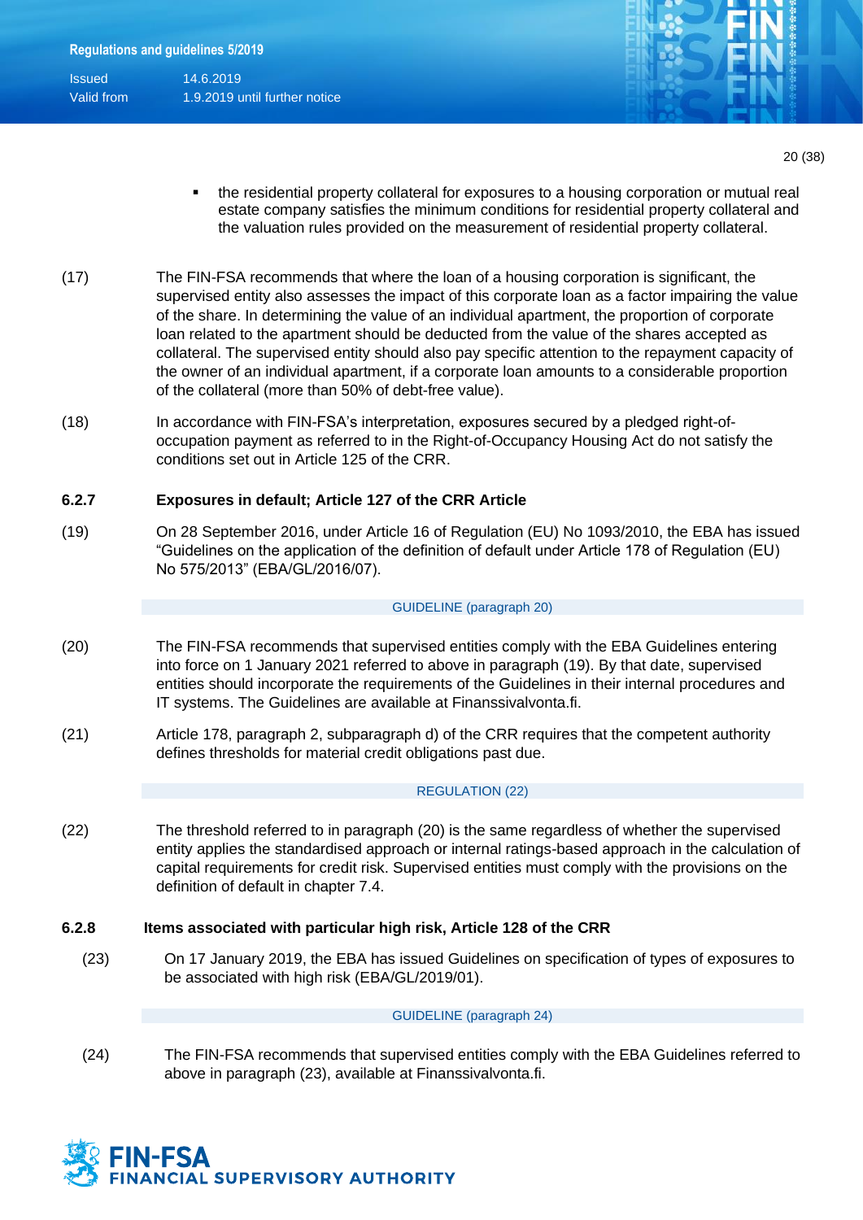- the residential property collateral for exposures to a housing corporation or mutual real estate company satisfies the minimum conditions for residential property collateral and the valuation rules provided on the measurement of residential property collateral.

(17) The FIN-FSA recommends that where the loan of a housing corporation is significant, the supervised entity also assesses the impact of this corporate loan as a factor impairing the value of the share. In determining the value of an individual apartment, the proportion of corporate loan related to the apartment should be deducted from the value of the shares accepted as collateral. The supervised entity should also pay specific attention to the repayment capacity of the owner of an individual apartment, if a corporate loan amounts to a considerable proportion of the collateral (more than 50% of debt-free value).

(18) In accordance with FIN-FSA's interpretation, exposures secured by a pledged right-of-occupation payment as referred to in the Right-of-Occupancy Housing Act do not satisfy the conditions set out in Article 125 of the CRR.

### 6.2.7 Exposures in default; Article 127 of the CRR Article

(19) On 28 September 2016, under Article 16 of Regulation (EU) No 1093/2010, the EBA has issued "Guidelines on the application of the definition of default under Article 178 of Regulation (EU) No 575/2013" (EBA/GL/2016/07).

GUIDELINE (paragraph 20)

(20) The FIN-FSA recommends that supervised entities comply with the EBA Guidelines entering into force on 1 January 2021 referred to above in paragraph (19). By that date, supervised entities should incorporate the requirements of the Guidelines in their internal procedures and IT systems. The Guidelines are available at Finanssivalvonta.fi.

(21) Article 178, paragraph 2, subparagraph d) of the CRR requires that the competent authority defines thresholds for material credit obligations past due.

REGULATION (22)

(22) The threshold referred to in paragraph (20) is the same regardless of whether the supervised entity applies the standardised approach or internal ratings-based approach in the calculation of capital requirements for credit risk. Supervised entities must comply with the provisions on the definition of default in chapter 7.4.

### 6.2.8 Items associated with particular high risk, Article 128 of the CRR

(23) On 17 January 2019, the EBA has issued Guidelines on specification of types of exposures to be associated with high risk (EBA/GL/2019/01).

GUIDELINE (paragraph 24)

(24) The FIN-FSA recommends that supervised entities comply with the EBA Guidelines referred to above in paragraph (23), available at Finanssivalvonta.fi.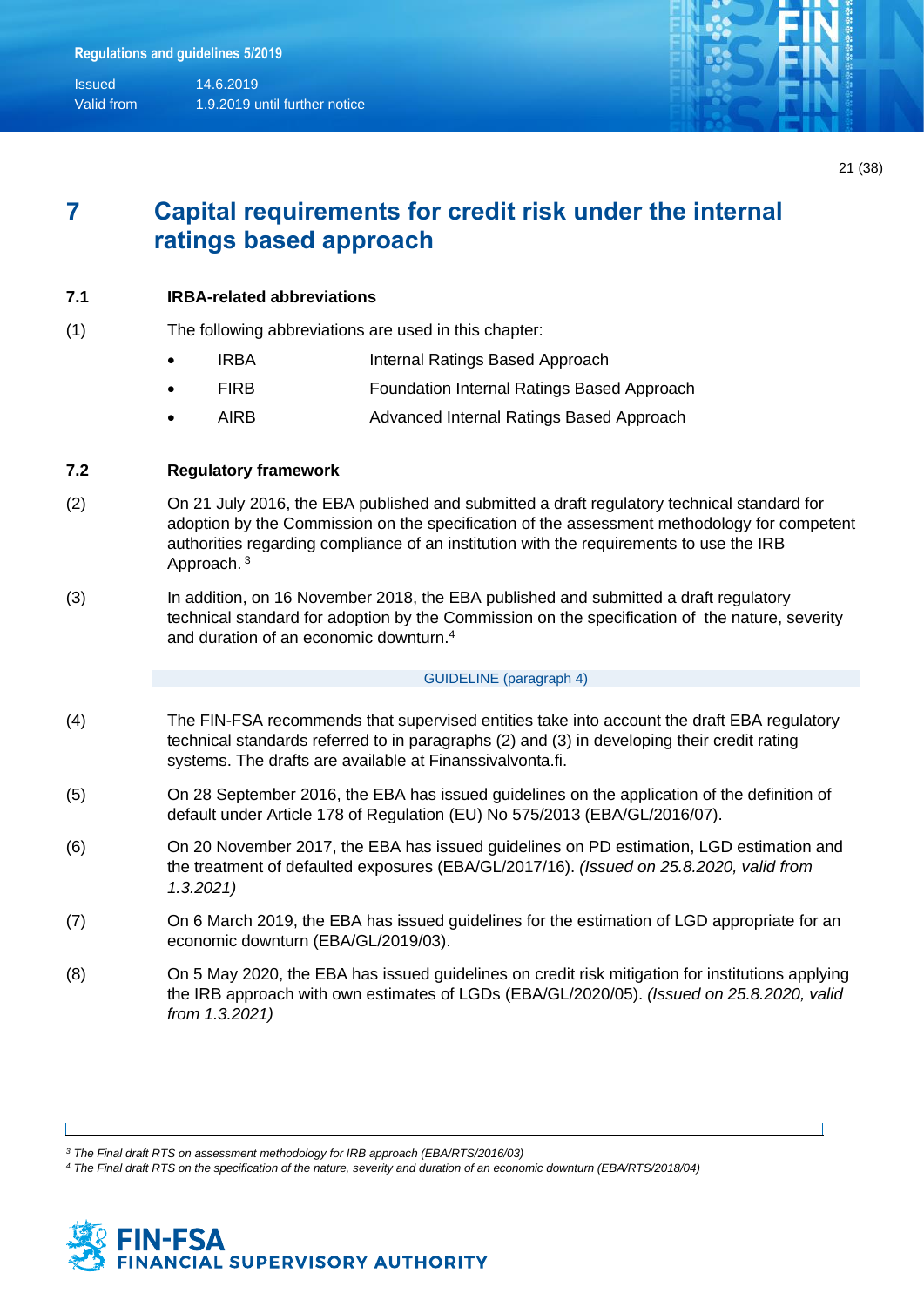# 7 Capital requirements for credit risk under the internal ratings based approach

## 7.1 IRBA-related abbreviations

(1) The following abbreviations are used in this chapter:

- IRBA Internal Ratings Based Approach
- FIRB Foundation Internal Ratings Based Approach
- AIRB Advanced Internal Ratings Based Approach

## 7.2 Regulatory framework

(2) On 21 July 2016, the EBA published and submitted a draft regulatory technical standard for adoption by the Commission on the specification of the assessment methodology for competent authorities regarding compliance of an institution with the requirements to use the IRB Approach.[3]

(3) In addition, on 16 November 2018, the EBA published and submitted a draft regulatory technical standard for adoption by the Commission on the specification of the nature, severity and duration of an economic downturn.[4]

GUIDELINE (paragraph 4)

(4) The FIN-FSA recommends that supervised entities take into account the draft EBA regulatory technical standards referred to in paragraphs (2) and (3) in developing their credit rating systems. The drafts are available at Finanssivalvonta.fi.

(5) On 28 September 2016, the EBA has issued guidelines on the application of the definition of default under Article 178 of Regulation (EU) No 575/2013 (EBA/GL/2016/07).

(6) On 20 November 2017, the EBA has issued guidelines on PD estimation, LGD estimation and the treatment of defaulted exposures (EBA/GL/2017/16). *(Issued on 25.8.2020, valid from 1.3.2021)*

(7) On 6 March 2019, the EBA has issued guidelines for the estimation of LGD appropriate for an economic downturn (EBA/GL/2019/03).

(8) On 5 May 2020, the EBA has issued guidelines on credit risk mitigation for institutions applying the IRB approach with own estimates of LGDs (EBA/GL/2020/05). *(Issued on 25.8.2020, valid from 1.3.2021)*

---

[3] *The Final draft RTS on assessment methodology for IRB approach (EBA/RTS/2016/03)*

[4] *The Final draft RTS on the specification of the nature, severity and duration of an economic downturn (EBA/RTS/2018/04)*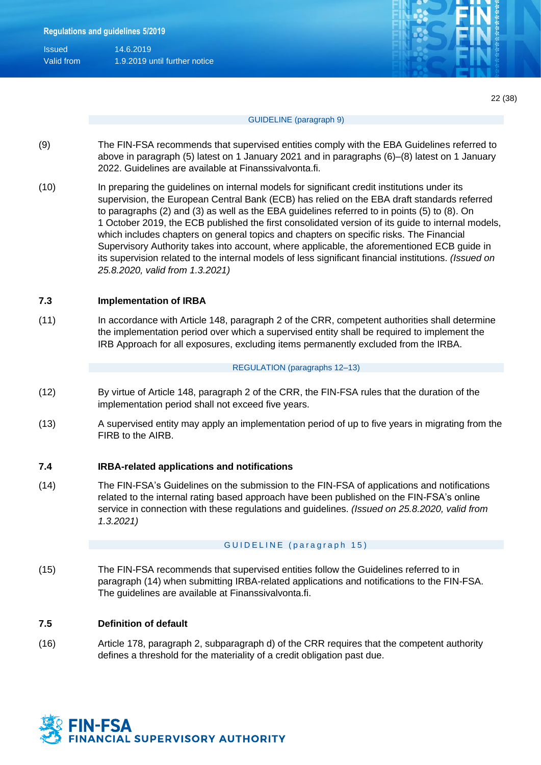GUIDELINE (paragraph 9)

(9) The FIN-FSA recommends that supervised entities comply with the EBA Guidelines referred to above in paragraph (5) latest on 1 January 2021 and in paragraphs (6)–(8) latest on 1 January 2022. Guidelines are available at Finanssivalvonta.fi.

(10) In preparing the guidelines on internal models for significant credit institutions under its supervision, the European Central Bank (ECB) has relied on the EBA draft standards referred to paragraphs (2) and (3) as well as the EBA guidelines referred to in points (5) to (8). On 1 October 2019, the ECB published the first consolidated version of its guide to internal models, which includes chapters on general topics and chapters on specific risks. The Financial Supervisory Authority takes into account, where applicable, the aforementioned ECB guide in its supervision related to the internal models of less significant financial institutions. *(Issued on 25.8.2020, valid from 1.3.2021)*

### 7.3 Implementation of IRBA

(11) In accordance with Article 148, paragraph 2 of the CRR, competent authorities shall determine the implementation period over which a supervised entity shall be required to implement the IRB Approach for all exposures, excluding items permanently excluded from the IRBA.

REGULATION (paragraphs 12–13)

(12) By virtue of Article 148, paragraph 2 of the CRR, the FIN-FSA rules that the duration of the implementation period shall not exceed five years.

(13) A supervised entity may apply an implementation period of up to five years in migrating from the FIRB to the AIRB.

### 7.4 IRBA-related applications and notifications

(14) The FIN-FSA's Guidelines on the submission to the FIN-FSA of applications and notifications related to the internal rating based approach have been published on the FIN-FSA's online service in connection with these regulations and guidelines. *(Issued on 25.8.2020, valid from 1.3.2021)*

GUIDELINE (paragraph 15)

(15) The FIN-FSA recommends that supervised entities follow the Guidelines referred to in paragraph (14) when submitting IRBA-related applications and notifications to the FIN-FSA. The guidelines are available at Finanssivalvonta.fi.

### 7.5 Definition of default

(16) Article 178, paragraph 2, subparagraph d) of the CRR requires that the competent authority defines a threshold for the materiality of a credit obligation past due.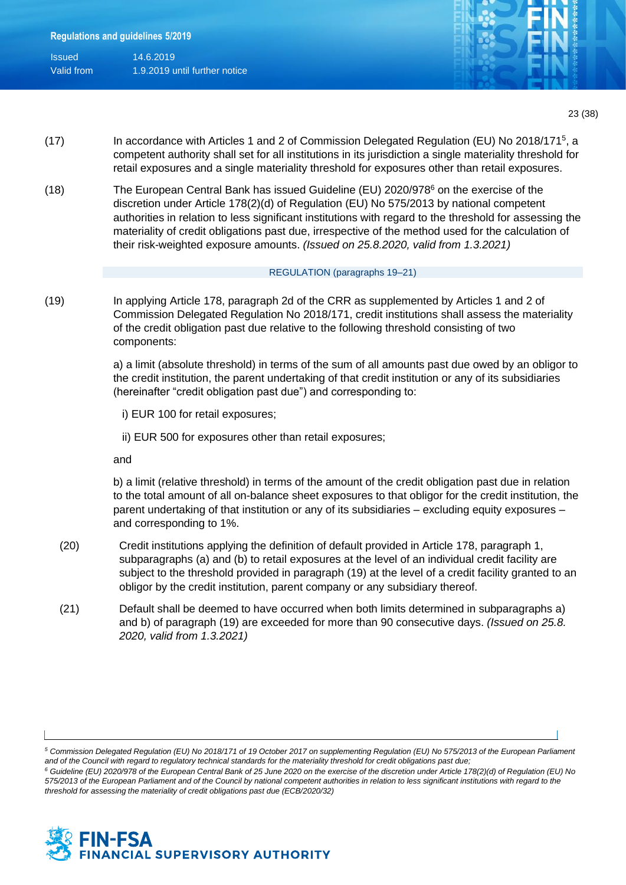(17) In accordance with Articles 1 and 2 of Commission Delegated Regulation (EU) No 2018/171[5], a competent authority shall set for all institutions in its jurisdiction a single materiality threshold for retail exposures and a single materiality threshold for exposures other than retail exposures.

(18) The European Central Bank has issued Guideline (EU) 2020/978[6] on the exercise of the discretion under Article 178(2)(d) of Regulation (EU) No 575/2013 by national competent authorities in relation to less significant institutions with regard to the threshold for assessing the materiality of credit obligations past due, irrespective of the method used for the calculation of their risk-weighted exposure amounts. *(Issued on 25.8.2020, valid from 1.3.2021)*

REGULATION (paragraphs 19–21)

(19) In applying Article 178, paragraph 2d of the CRR as supplemented by Articles 1 and 2 of Commission Delegated Regulation No 2018/171, credit institutions shall assess the materiality of the credit obligation past due relative to the following threshold consisting of two components:

a) a limit (absolute threshold) in terms of the sum of all amounts past due owed by an obligor to the credit institution, the parent undertaking of that credit institution or any of its subsidiaries (hereinafter "credit obligation past due") and corresponding to:

i) EUR 100 for retail exposures;

ii) EUR 500 for exposures other than retail exposures;

and

b) a limit (relative threshold) in terms of the amount of the credit obligation past due in relation to the total amount of all on-balance sheet exposures to that obligor for the credit institution, the parent undertaking of that institution or any of its subsidiaries – excluding equity exposures – and corresponding to 1%.

(20) Credit institutions applying the definition of default provided in Article 178, paragraph 1, subparagraphs (a) and (b) to retail exposures at the level of an individual credit facility are subject to the threshold provided in paragraph (19) at the level of a credit facility granted to an obligor by the credit institution, parent company or any subsidiary thereof.

(21) Default shall be deemed to have occurred when both limits determined in subparagraphs a) and b) of paragraph (19) are exceeded for more than 90 consecutive days. *(Issued on 25.8. 2020, valid from 1.3.2021)*

---

[5] *Commission Delegated Regulation (EU) No 2018/171 of 19 October 2017 on supplementing Regulation (EU) No 575/2013 of the European Parliament and of the Council with regard to regulatory technical standards for the materiality threshold for credit obligations past due;*

[6] *Guideline (EU) 2020/978 of the European Central Bank of 25 June 2020 on the exercise of the discretion under Article 178(2)(d) of Regulation (EU) No 575/2013 of the European Parliament and of the Council by national competent authorities in relation to less significant institutions with regard to the threshold for assessing the materiality of credit obligations past due (ECB/2020/32)*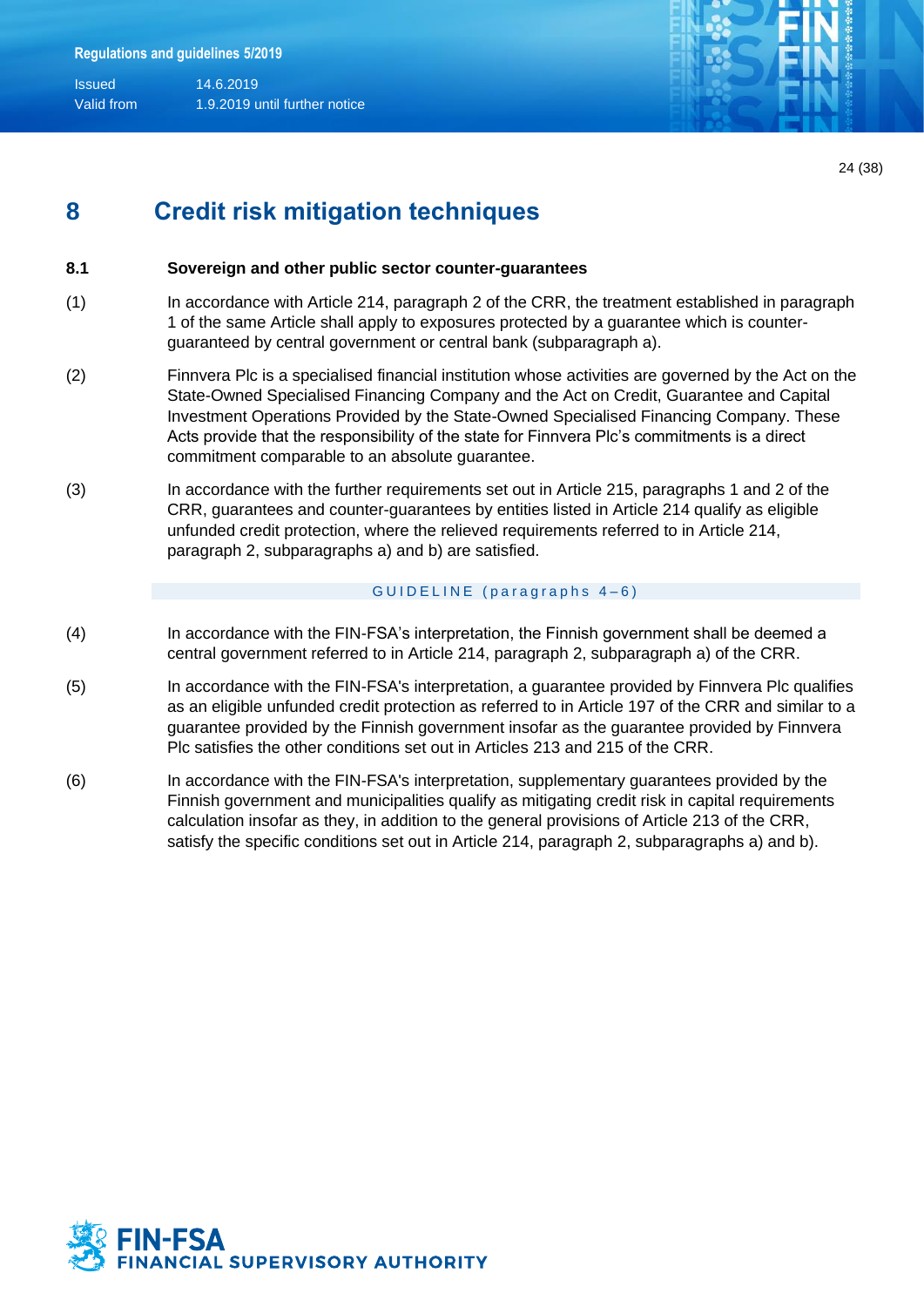# 8 Credit risk mitigation techniques

## 8.1 Sovereign and other public sector counter-guarantees

(1) In accordance with Article 214, paragraph 2 of the CRR, the treatment established in paragraph 1 of the same Article shall apply to exposures protected by a guarantee which is counter-guaranteed by central government or central bank (subparagraph a).

(2) Finnvera Plc is a specialised financial institution whose activities are governed by the Act on the State-Owned Specialised Financing Company and the Act on Credit, Guarantee and Capital Investment Operations Provided by the State-Owned Specialised Financing Company. These Acts provide that the responsibility of the state for Finnvera Plc's commitments is a direct commitment comparable to an absolute guarantee.

(3) In accordance with the further requirements set out in Article 215, paragraphs 1 and 2 of the CRR, guarantees and counter-guarantees by entities listed in Article 214 qualify as eligible unfunded credit protection, where the relieved requirements referred to in Article 214, paragraph 2, subparagraphs a) and b) are satisfied.

GUIDELINE (paragraphs 4–6)

(4) In accordance with the FIN-FSA's interpretation, the Finnish government shall be deemed a central government referred to in Article 214, paragraph 2, subparagraph a) of the CRR.

(5) In accordance with the FIN-FSA's interpretation, a guarantee provided by Finnvera Plc qualifies as an eligible unfunded credit protection as referred to in Article 197 of the CRR and similar to a guarantee provided by the Finnish government insofar as the guarantee provided by Finnvera Plc satisfies the other conditions set out in Articles 213 and 215 of the CRR.

(6) In accordance with the FIN-FSA's interpretation, supplementary guarantees provided by the Finnish government and municipalities qualify as mitigating credit risk in capital requirements calculation insofar as they, in addition to the general provisions of Article 213 of the CRR, satisfy the specific conditions set out in Article 214, paragraph 2, subparagraphs a) and b).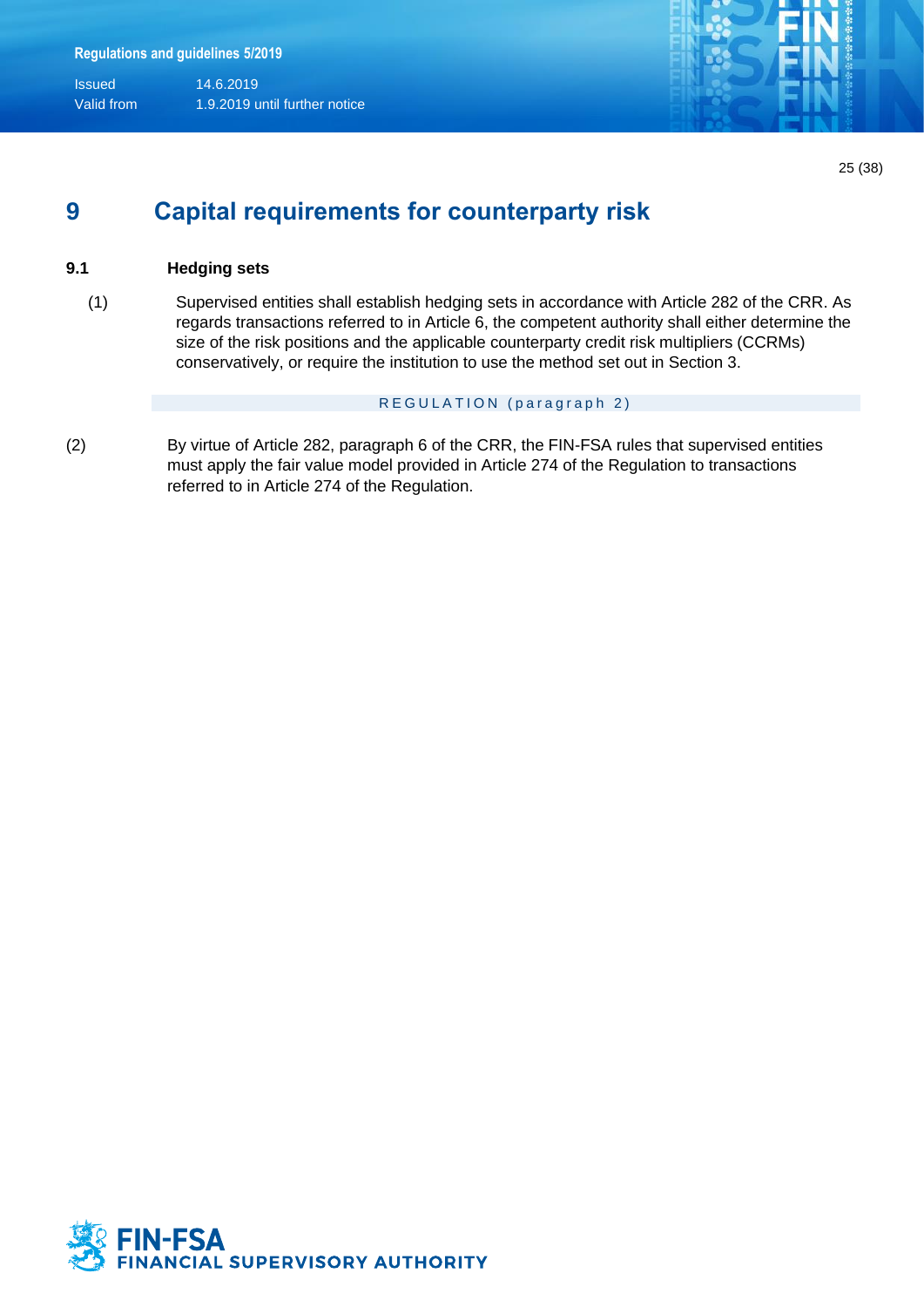# 9 Capital requirements for counterparty risk

## 9.1 Hedging sets

(1) Supervised entities shall establish hedging sets in accordance with Article 282 of the CRR. As regards transactions referred to in Article 6, the competent authority shall either determine the size of the risk positions and the applicable counterparty credit risk multipliers (CCRMs) conservatively, or require the institution to use the method set out in Section 3.

REGULATION (paragraph 2)

(2) By virtue of Article 282, paragraph 6 of the CRR, the FIN-FSA rules that supervised entities must apply the fair value model provided in Article 274 of the Regulation to transactions referred to in Article 274 of the Regulation.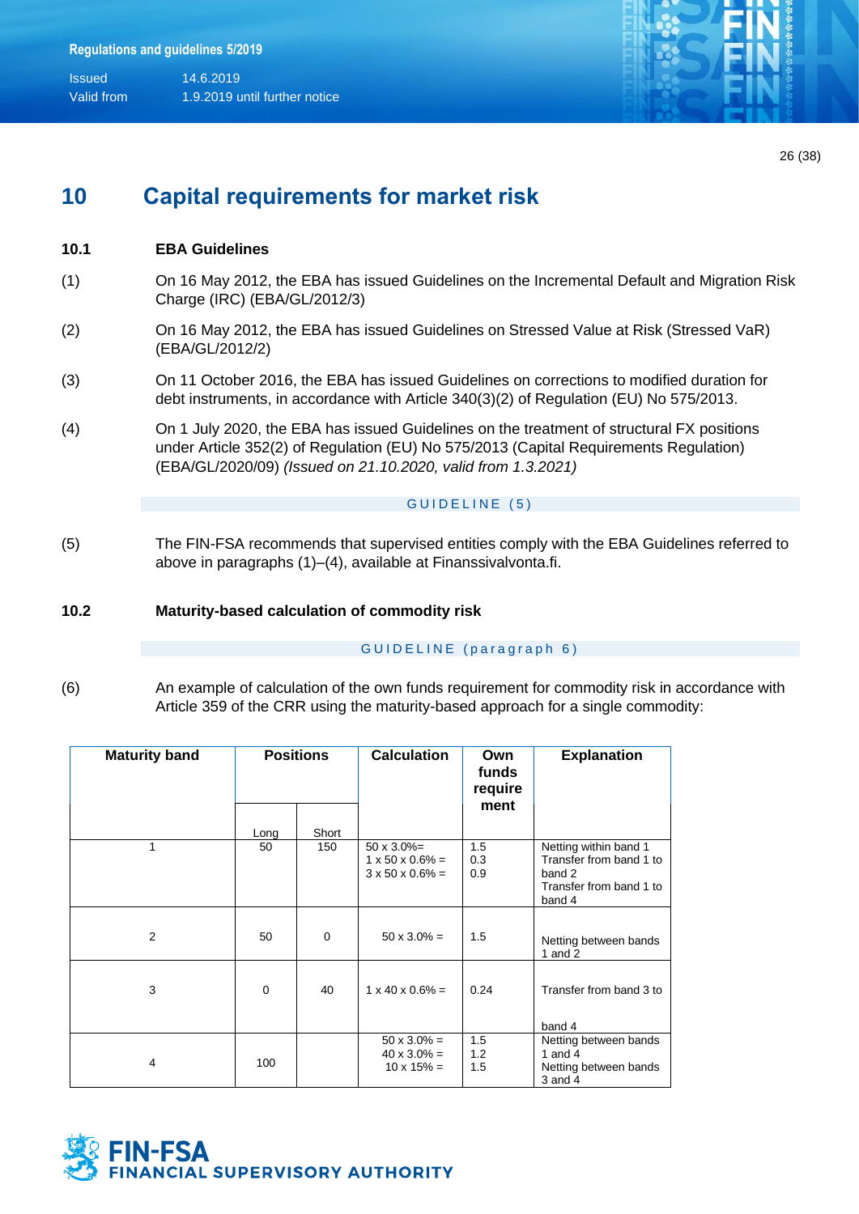# 10 Capital requirements for market risk

## 10.1 EBA Guidelines

(1) On 16 May 2012, the EBA has issued Guidelines on the Incremental Default and Migration Risk Charge (IRC) (EBA/GL/2012/3)

(2) On 16 May 2012, the EBA has issued Guidelines on Stressed Value at Risk (Stressed VaR) (EBA/GL/2012/2)

(3) On 11 October 2016, the EBA has issued Guidelines on corrections to modified duration for debt instruments, in accordance with Article 340(3)(2) of Regulation (EU) No 575/2013.

(4) On 1 July 2020, the EBA has issued Guidelines on the treatment of structural FX positions under Article 352(2) of Regulation (EU) No 575/2013 (Capital Requirements Regulation) (EBA/GL/2020/09) *(Issued on 21.10.2020, valid from 1.3.2021)*

GUIDELINE (5)

(5) The FIN-FSA recommends that supervised entities comply with the EBA Guidelines referred to above in paragraphs (1)–(4), available at Finanssivalvonta.fi.

## 10.2 Maturity-based calculation of commodity risk

GUIDELINE (paragraph 6)

(6) An example of calculation of the own funds requirement for commodity risk in accordance with Article 359 of the CRR using the maturity-based approach for a single commodity:

| Maturity band | Positions | | Calculation | Own funds requirement | Explanation |
|---|---|---|---|---|---|
| | Long | Short | | | |
| 1 | 50 | 150 | 50 x 3.0%=<br>1 x 50 x 0.6% =<br>3 x 50 x 0.6% = | 1.5<br>0.3<br>0.9 | Netting within band 1<br>Transfer from band 1 to band 2<br>Transfer from band 1 to band 4 |
| 2 | 50 | 0 | 50 x 3.0% = | 1.5 | Netting between bands 1 and 2 |
| 3 | 0 | 40 | 1 x 40 x 0.6% = | 0.24 | Transfer from band 3 to band 4 |
| 4 | 100 | | 50 x 3.0% =<br>40 x 3.0% =<br>10 x 15% = | 1.5<br>1.2<br>1.5 | Netting between bands 1 and 4<br>Netting between bands 3 and 4 |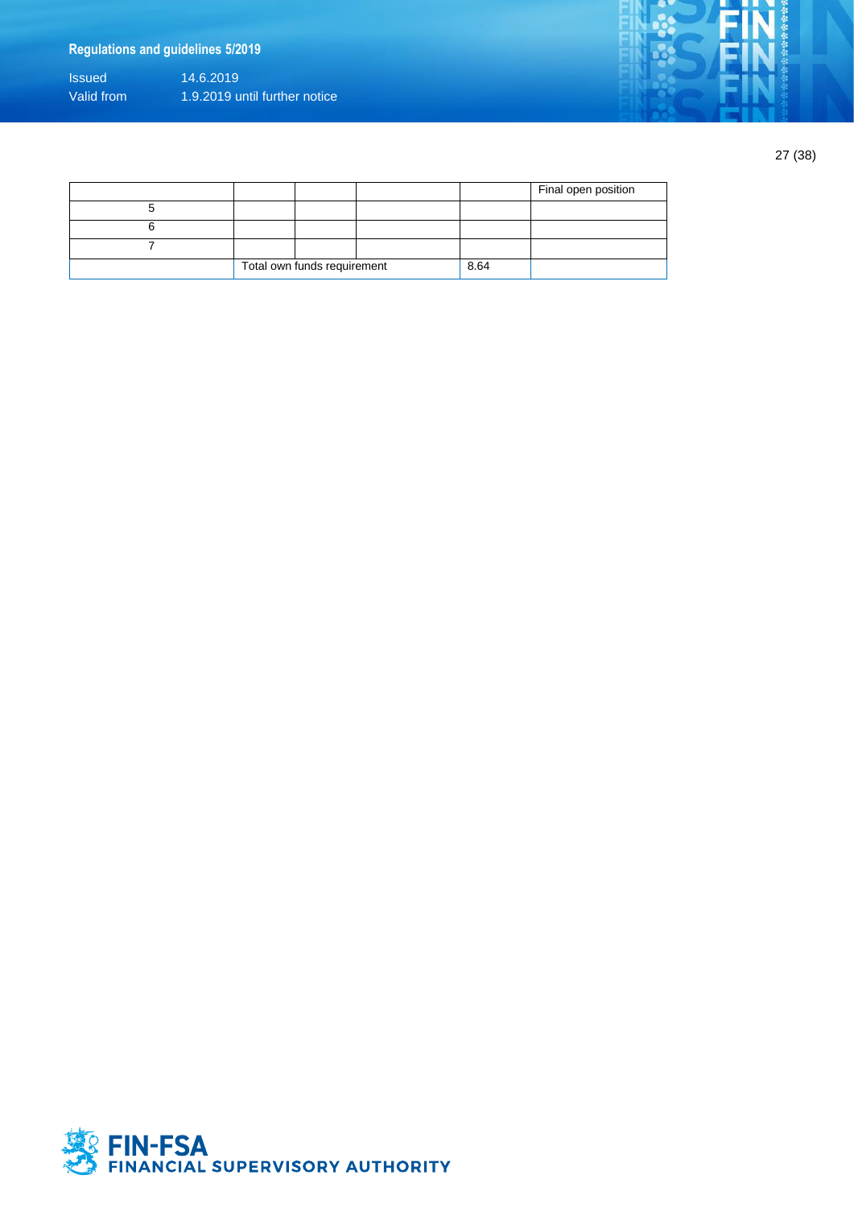| | | | | | Final open position |
|---|---|---|---|---|---|
| 5 | | | | | |
| 6 | | | | | |
| 7 | | | | | |
| | Total own funds requirement | | | 8.64 | |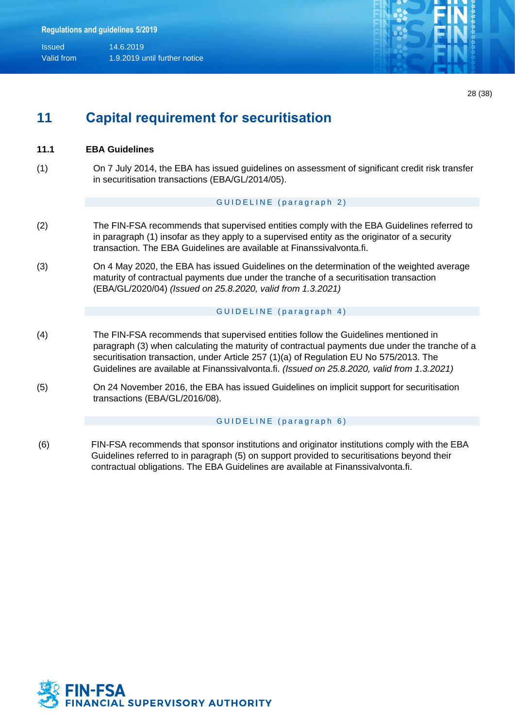# 11 Capital requirement for securitisation

## 11.1 EBA Guidelines

(1) On 7 July 2014, the EBA has issued guidelines on assessment of significant credit risk transfer in securitisation transactions (EBA/GL/2014/05).

GUIDELINE (paragraph 2)

(2) The FIN-FSA recommends that supervised entities comply with the EBA Guidelines referred to in paragraph (1) insofar as they apply to a supervised entity as the originator of a security transaction. The EBA Guidelines are available at Finanssivalvonta.fi.

(3) On 4 May 2020, the EBA has issued Guidelines on the determination of the weighted average maturity of contractual payments due under the tranche of a securitisation transaction (EBA/GL/2020/04) *(Issued on 25.8.2020, valid from 1.3.2021)*

GUIDELINE (paragraph 4)

(4) The FIN-FSA recommends that supervised entities follow the Guidelines mentioned in paragraph (3) when calculating the maturity of contractual payments due under the tranche of a securitisation transaction, under Article 257 (1)(a) of Regulation EU No 575/2013. The Guidelines are available at Finanssivalvonta.fi. *(Issued on 25.8.2020, valid from 1.3.2021)*

(5) On 24 November 2016, the EBA has issued Guidelines on implicit support for securitisation transactions (EBA/GL/2016/08).

GUIDELINE (paragraph 6)

(6) FIN-FSA recommends that sponsor institutions and originator institutions comply with the EBA Guidelines referred to in paragraph (5) on support provided to securitisations beyond their contractual obligations. The EBA Guidelines are available at Finanssivalvonta.fi.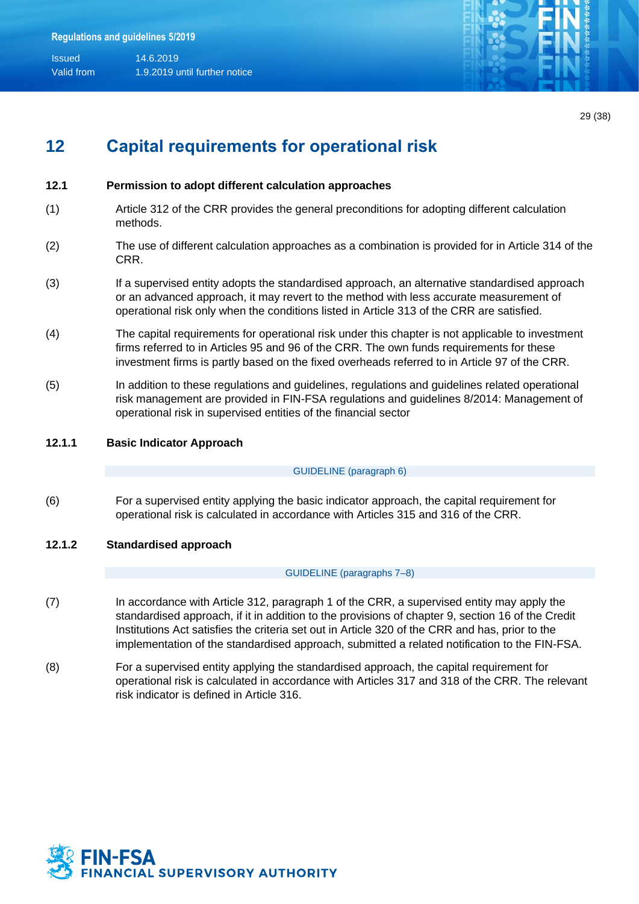# 12 Capital requirements for operational risk

## 12.1 Permission to adopt different calculation approaches

(1) Article 312 of the CRR provides the general preconditions for adopting different calculation methods.

(2) The use of different calculation approaches as a combination is provided for in Article 314 of the CRR.

(3) If a supervised entity adopts the standardised approach, an alternative standardised approach or an advanced approach, it may revert to the method with less accurate measurement of operational risk only when the conditions listed in Article 313 of the CRR are satisfied.

(4) The capital requirements for operational risk under this chapter is not applicable to investment firms referred to in Articles 95 and 96 of the CRR. The own funds requirements for these investment firms is partly based on the fixed overheads referred to in Article 97 of the CRR.

(5) In addition to these regulations and guidelines, regulations and guidelines related operational risk management are provided in FIN-FSA regulations and guidelines 8/2014: Management of operational risk in supervised entities of the financial sector

### 12.1.1 Basic Indicator Approach

GUIDELINE (paragraph 6)

(6) For a supervised entity applying the basic indicator approach, the capital requirement for operational risk is calculated in accordance with Articles 315 and 316 of the CRR.

### 12.1.2 Standardised approach

GUIDELINE (paragraphs 7–8)

(7) In accordance with Article 312, paragraph 1 of the CRR, a supervised entity may apply the standardised approach, if it in addition to the provisions of chapter 9, section 16 of the Credit Institutions Act satisfies the criteria set out in Article 320 of the CRR and has, prior to the implementation of the standardised approach, submitted a related notification to the FIN-FSA.

(8) For a supervised entity applying the standardised approach, the capital requirement for operational risk is calculated in accordance with Articles 317 and 318 of the CRR. The relevant risk indicator is defined in Article 316.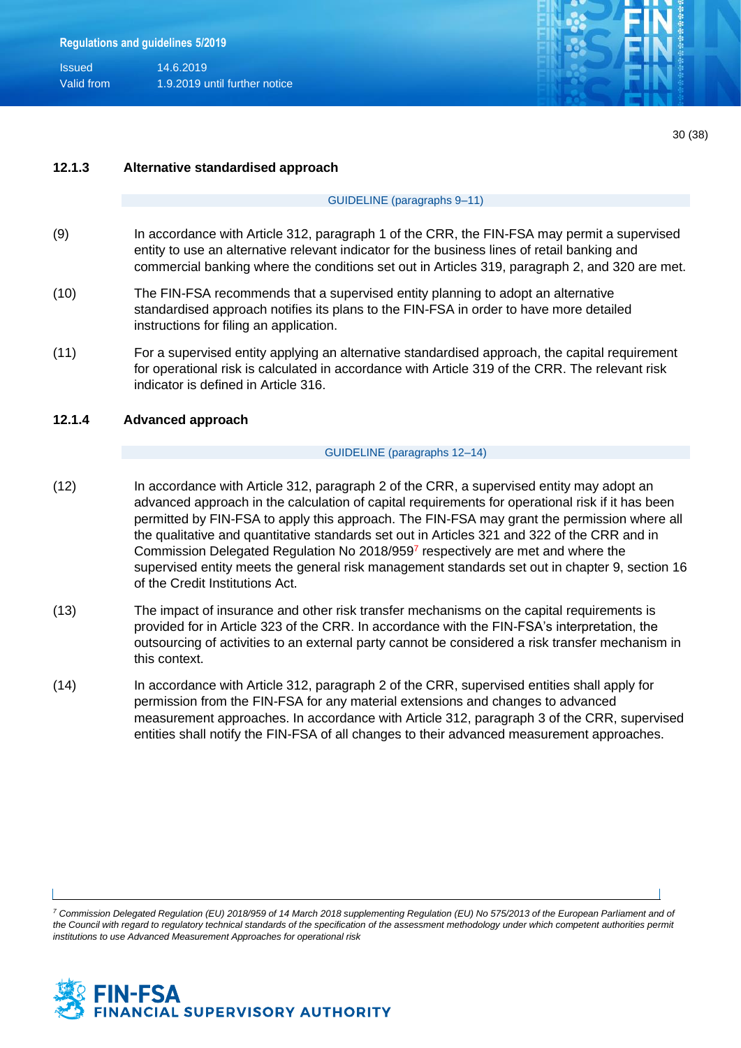#### 12.1.3 Alternative standardised approach

GUIDELINE (paragraphs 9–11)

(9) In accordance with Article 312, paragraph 1 of the CRR, the FIN-FSA may permit a supervised entity to use an alternative relevant indicator for the business lines of retail banking and commercial banking where the conditions set out in Articles 319, paragraph 2, and 320 are met.

(10) The FIN-FSA recommends that a supervised entity planning to adopt an alternative standardised approach notifies its plans to the FIN-FSA in order to have more detailed instructions for filing an application.

(11) For a supervised entity applying an alternative standardised approach, the capital requirement for operational risk is calculated in accordance with Article 319 of the CRR. The relevant risk indicator is defined in Article 316.

#### 12.1.4 Advanced approach

GUIDELINE (paragraphs 12–14)

(12) In accordance with Article 312, paragraph 2 of the CRR, a supervised entity may adopt an advanced approach in the calculation of capital requirements for operational risk if it has been permitted by FIN-FSA to apply this approach. The FIN-FSA may grant the permission where all the qualitative and quantitative standards set out in Articles 321 and 322 of the CRR and in Commission Delegated Regulation No 2018/959[7] respectively are met and where the supervised entity meets the general risk management standards set out in chapter 9, section 16 of the Credit Institutions Act.

(13) The impact of insurance and other risk transfer mechanisms on the capital requirements is provided for in Article 323 of the CRR. In accordance with the FIN-FSA's interpretation, the outsourcing of activities to an external party cannot be considered a risk transfer mechanism in this context.

(14) In accordance with Article 312, paragraph 2 of the CRR, supervised entities shall apply for permission from the FIN-FSA for any material extensions and changes to advanced measurement approaches. In accordance with Article 312, paragraph 3 of the CRR, supervised entities shall notify the FIN-FSA of all changes to their advanced measurement approaches.

---

*[7] Commission Delegated Regulation (EU) 2018/959 of 14 March 2018 supplementing Regulation (EU) No 575/2013 of the European Parliament and of the Council with regard to regulatory technical standards of the specification of the assessment methodology under which competent authorities permit institutions to use Advanced Measurement Approaches for operational risk*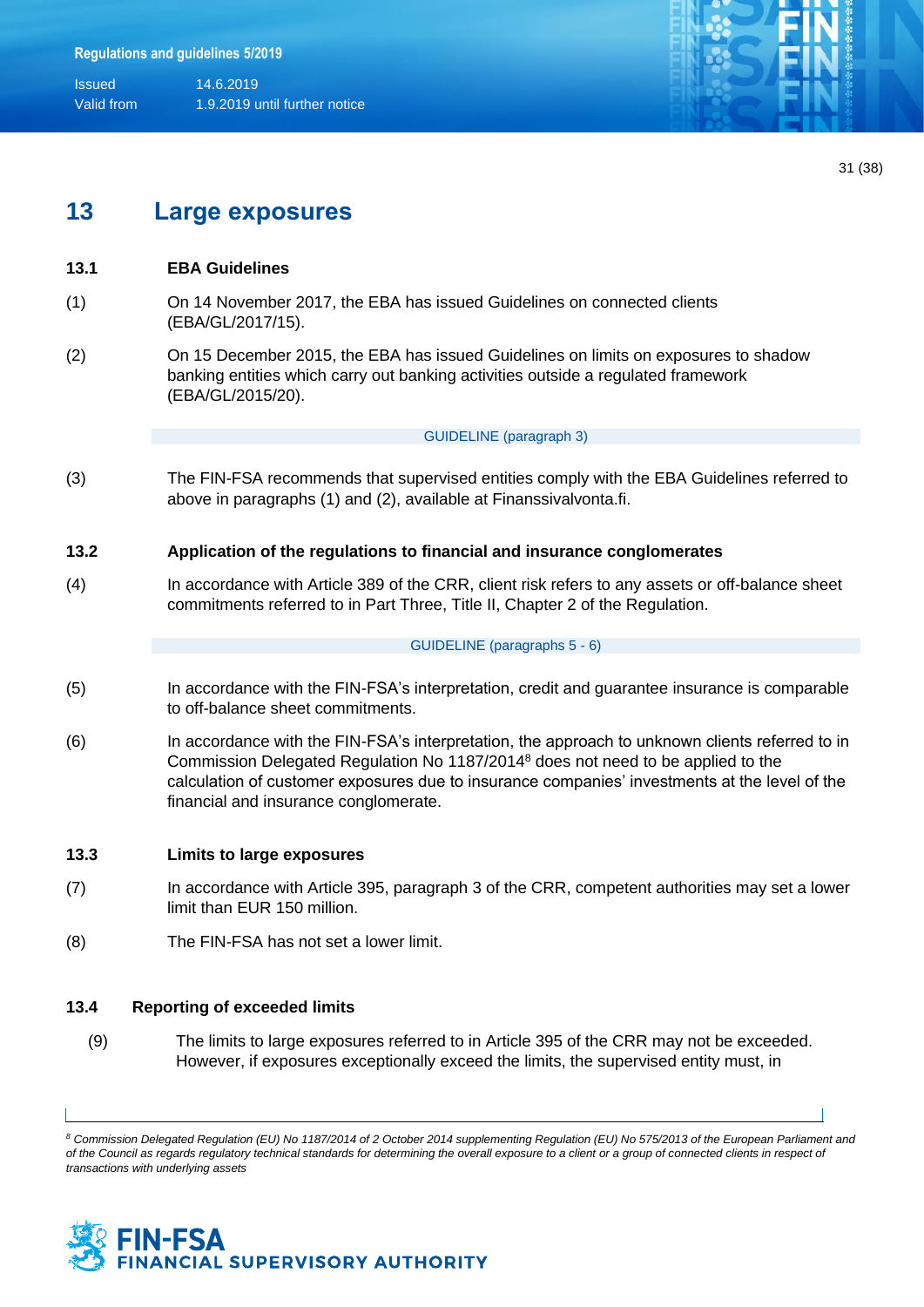# 13 Large exposures

### 13.1 EBA Guidelines

(1) On 14 November 2017, the EBA has issued Guidelines on connected clients (EBA/GL/2017/15).

(2) On 15 December 2015, the EBA has issued Guidelines on limits on exposures to shadow banking entities which carry out banking activities outside a regulated framework (EBA/GL/2015/20).

GUIDELINE (paragraph 3)

(3) The FIN-FSA recommends that supervised entities comply with the EBA Guidelines referred to above in paragraphs (1) and (2), available at Finanssivalvonta.fi.

### 13.2 Application of the regulations to financial and insurance conglomerates

(4) In accordance with Article 389 of the CRR, client risk refers to any assets or off-balance sheet commitments referred to in Part Three, Title II, Chapter 2 of the Regulation.

GUIDELINE (paragraphs 5 - 6)

(5) In accordance with the FIN-FSA's interpretation, credit and guarantee insurance is comparable to off-balance sheet commitments.

(6) In accordance with the FIN-FSA's interpretation, the approach to unknown clients referred to in Commission Delegated Regulation No 1187/2014[8] does not need to be applied to the calculation of customer exposures due to insurance companies' investments at the level of the financial and insurance conglomerate.

### 13.3 Limits to large exposures

(7) In accordance with Article 395, paragraph 3 of the CRR, competent authorities may set a lower limit than EUR 150 million.

(8) The FIN-FSA has not set a lower limit.

### 13.4 Reporting of exceeded limits

(9) The limits to large exposures referred to in Article 395 of the CRR may not be exceeded. However, if exposures exceptionally exceed the limits, the supervised entity must, in

*[8] Commission Delegated Regulation (EU) No 1187/2014 of 2 October 2014 supplementing Regulation (EU) No 575/2013 of the European Parliament and of the Council as regards regulatory technical standards for determining the overall exposure to a client or a group of connected clients in respect of transactions with underlying assets*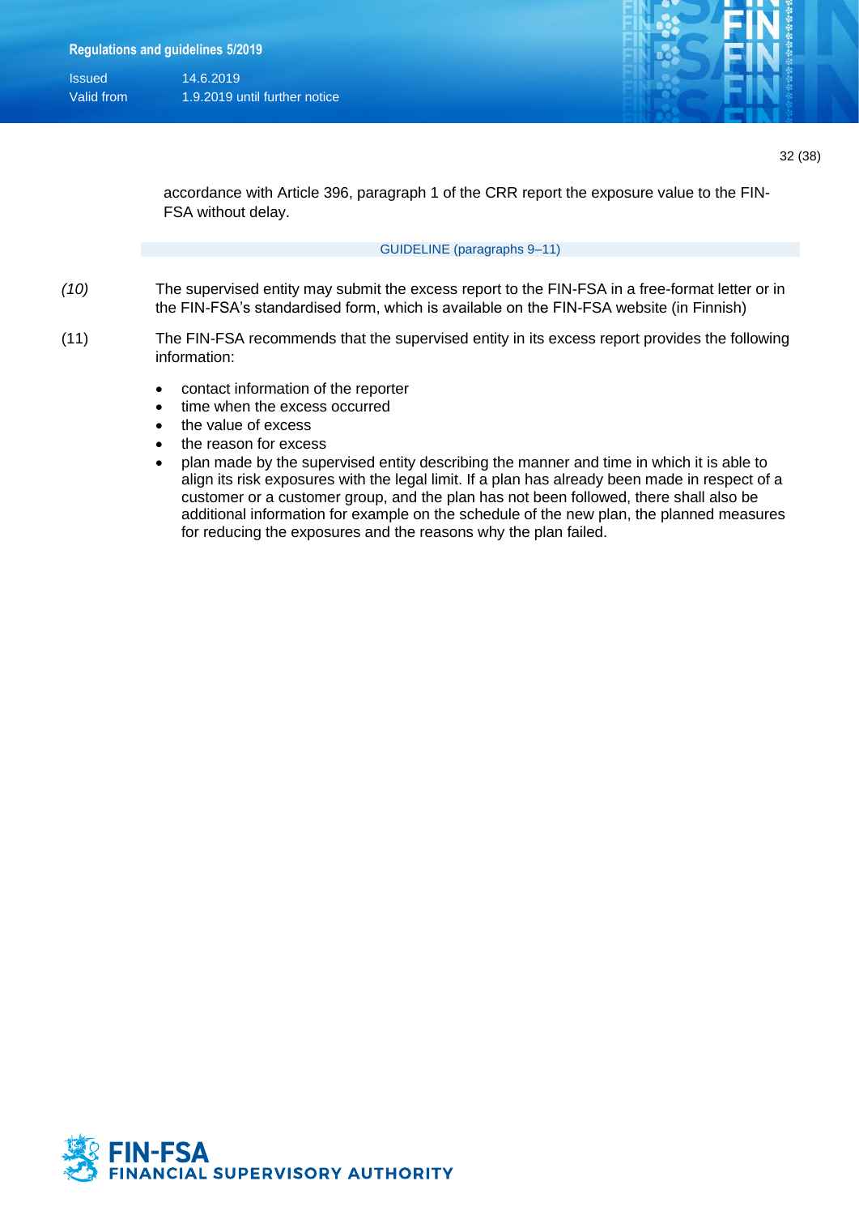accordance with Article 396, paragraph 1 of the CRR report the exposure value to the FIN-FSA without delay.

GUIDELINE (paragraphs 9–11)

*(10)* The supervised entity may submit the excess report to the FIN-FSA in a free-format letter or in the FIN-FSA's standardised form, which is available on the FIN-FSA website (in Finnish)

(11) The FIN-FSA recommends that the supervised entity in its excess report provides the following information:

- contact information of the reporter
- time when the excess occurred
- the value of excess
- the reason for excess
- plan made by the supervised entity describing the manner and time in which it is able to align its risk exposures with the legal limit. If a plan has already been made in respect of a customer or a customer group, and the plan has not been followed, there shall also be additional information for example on the schedule of the new plan, the planned measures for reducing the exposures and the reasons why the plan failed.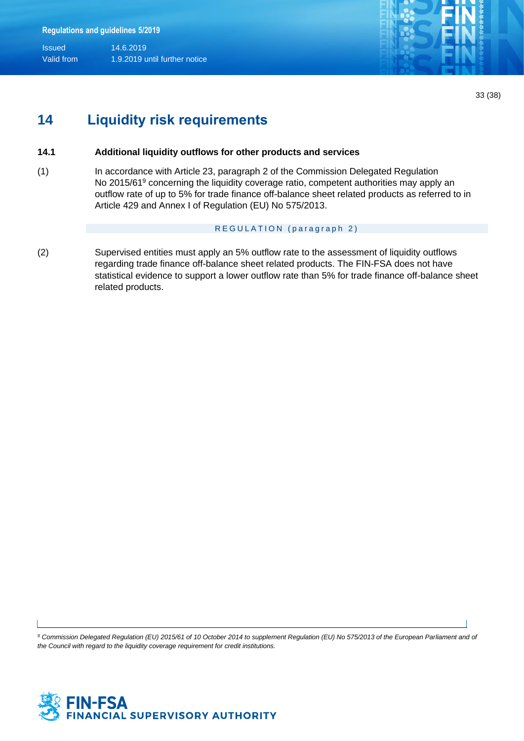# 14 Liquidity risk requirements

### 14.1 Additional liquidity outflows for other products and services

(1) In accordance with Article 23, paragraph 2 of the Commission Delegated Regulation No 2015/61[9] concerning the liquidity coverage ratio, competent authorities may apply an outflow rate of up to 5% for trade finance off-balance sheet related products as referred to in Article 429 and Annex I of Regulation (EU) No 575/2013.

REGULATION (paragraph 2)

(2) Supervised entities must apply an 5% outflow rate to the assessment of liquidity outflows regarding trade finance off-balance sheet related products. The FIN-FSA does not have statistical evidence to support a lower outflow rate than 5% for trade finance off-balance sheet related products.

---

[9] *Commission Delegated Regulation (EU) 2015/61 of 10 October 2014 to supplement Regulation (EU) No 575/2013 of the European Parliament and of the Council with regard to the liquidity coverage requirement for credit institutions.*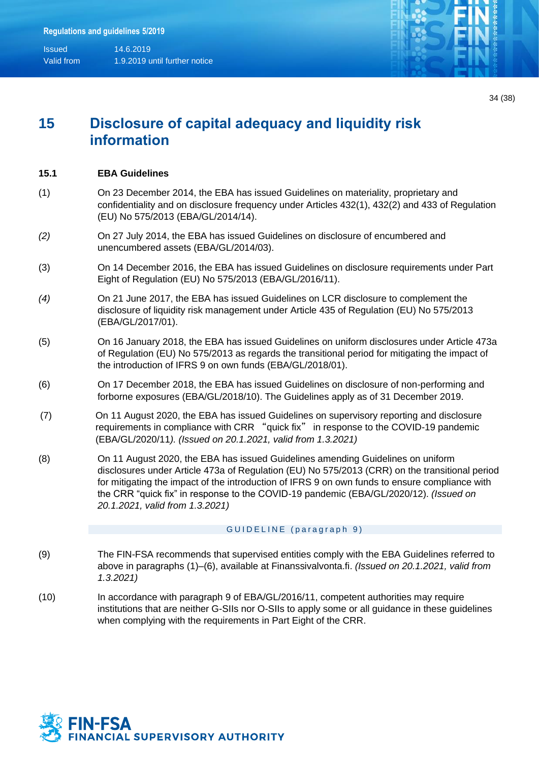# 15 Disclosure of capital adequacy and liquidity risk information

## 15.1 EBA Guidelines

(1) On 23 December 2014, the EBA has issued Guidelines on materiality, proprietary and confidentiality and on disclosure frequency under Articles 432(1), 432(2) and 433 of Regulation (EU) No 575/2013 (EBA/GL/2014/14).

*(2)* On 27 July 2014, the EBA has issued Guidelines on disclosure of encumbered and unencumbered assets (EBA/GL/2014/03).

(3) On 14 December 2016, the EBA has issued Guidelines on disclosure requirements under Part Eight of Regulation (EU) No 575/2013 (EBA/GL/2016/11).

*(4)* On 21 June 2017, the EBA has issued Guidelines on LCR disclosure to complement the disclosure of liquidity risk management under Article 435 of Regulation (EU) No 575/2013 (EBA/GL/2017/01).

(5) On 16 January 2018, the EBA has issued Guidelines on uniform disclosures under Article 473a of Regulation (EU) No 575/2013 as regards the transitional period for mitigating the impact of the introduction of IFRS 9 on own funds (EBA/GL/2018/01).

(6) On 17 December 2018, the EBA has issued Guidelines on disclosure of non-performing and forborne exposures (EBA/GL/2018/10). The Guidelines apply as of 31 December 2019.

(7) On 11 August 2020, the EBA has issued Guidelines on supervisory reporting and disclosure requirements in compliance with CRR "quick fix" in response to the COVID-19 pandemic (EBA/GL/2020/11*). (Issued on 20.1.2021, valid from 1.3.2021)*

(8) On 11 August 2020, the EBA has issued Guidelines amending Guidelines on uniform disclosures under Article 473a of Regulation (EU) No 575/2013 (CRR) on the transitional period for mitigating the impact of the introduction of IFRS 9 on own funds to ensure compliance with the CRR "quick fix" in response to the COVID-19 pandemic (EBA/GL/2020/12). *(Issued on 20.1.2021, valid from 1.3.2021)*

GUIDELINE (paragraph 9)

(9) The FIN-FSA recommends that supervised entities comply with the EBA Guidelines referred to above in paragraphs (1)–(6), available at Finanssivalvonta.fi. *(Issued on 20.1.2021, valid from 1.3.2021)*

(10) In accordance with paragraph 9 of EBA/GL/2016/11, competent authorities may require institutions that are neither G-SIIs nor O-SIIs to apply some or all guidance in these guidelines when complying with the requirements in Part Eight of the CRR.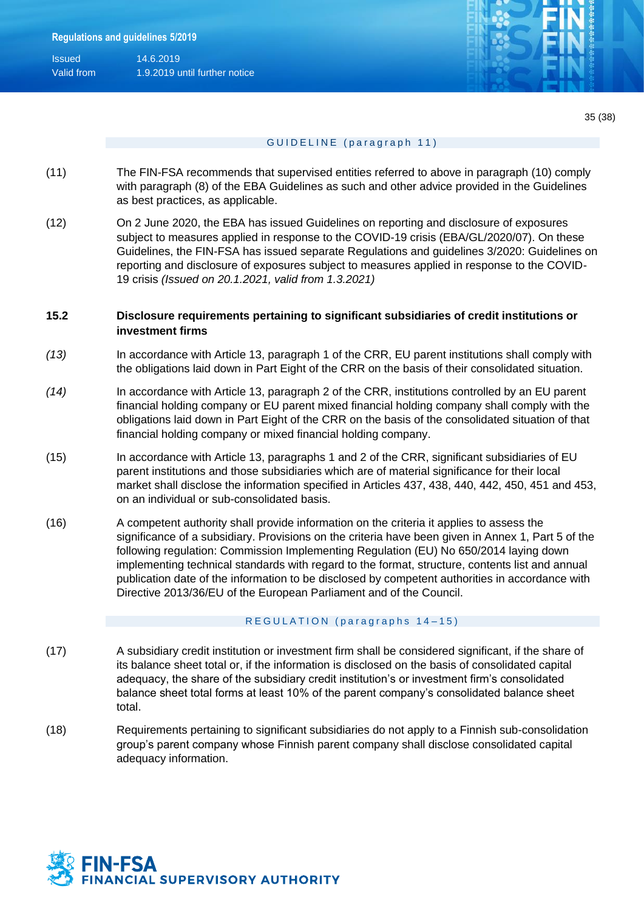GUIDELINE (paragraph 11)

(11) The FIN-FSA recommends that supervised entities referred to above in paragraph (10) comply with paragraph (8) of the EBA Guidelines as such and other advice provided in the Guidelines as best practices, as applicable.

(12) On 2 June 2020, the EBA has issued Guidelines on reporting and disclosure of exposures subject to measures applied in response to the COVID-19 crisis (EBA/GL/2020/07). On these Guidelines, the FIN-FSA has issued separate Regulations and guidelines 3/2020: Guidelines on reporting and disclosure of exposures subject to measures applied in response to the COVID-19 crisis *(Issued on 20.1.2021, valid from 1.3.2021)*

## 15.2 Disclosure requirements pertaining to significant subsidiaries of credit institutions or investment firms

*(13)* In accordance with Article 13, paragraph 1 of the CRR, EU parent institutions shall comply with the obligations laid down in Part Eight of the CRR on the basis of their consolidated situation.

*(14)* In accordance with Article 13, paragraph 2 of the CRR, institutions controlled by an EU parent financial holding company or EU parent mixed financial holding company shall comply with the obligations laid down in Part Eight of the CRR on the basis of the consolidated situation of that financial holding company or mixed financial holding company.

(15) In accordance with Article 13, paragraphs 1 and 2 of the CRR, significant subsidiaries of EU parent institutions and those subsidiaries which are of material significance for their local market shall disclose the information specified in Articles 437, 438, 440, 442, 450, 451 and 453, on an individual or sub-consolidated basis.

(16) A competent authority shall provide information on the criteria it applies to assess the significance of a subsidiary. Provisions on the criteria have been given in Annex 1, Part 5 of the following regulation: Commission Implementing Regulation (EU) No 650/2014 laying down implementing technical standards with regard to the format, structure, contents list and annual publication date of the information to be disclosed by competent authorities in accordance with Directive 2013/36/EU of the European Parliament and of the Council.

REGULATION (paragraphs 14–15)

(17) A subsidiary credit institution or investment firm shall be considered significant, if the share of its balance sheet total or, if the information is disclosed on the basis of consolidated capital adequacy, the share of the subsidiary credit institution's or investment firm's consolidated balance sheet total forms at least 10% of the parent company's consolidated balance sheet total.

(18) Requirements pertaining to significant subsidiaries do not apply to a Finnish sub-consolidation group's parent company whose Finnish parent company shall disclose consolidated capital adequacy information.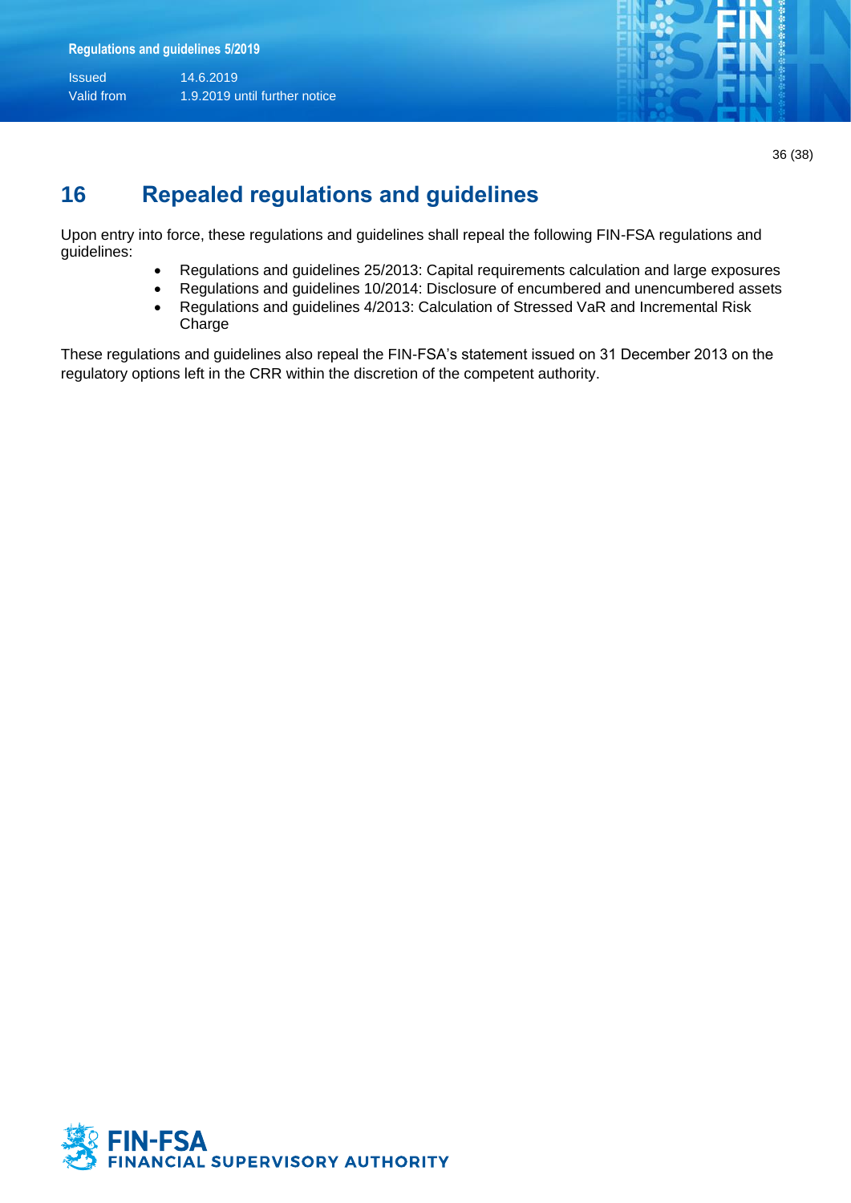## 16 Repealed regulations and guidelines

Upon entry into force, these regulations and guidelines shall repeal the following FIN-FSA regulations and guidelines:

- Regulations and guidelines 25/2013: Capital requirements calculation and large exposures
- Regulations and guidelines 10/2014: Disclosure of encumbered and unencumbered assets
- Regulations and guidelines 4/2013: Calculation of Stressed VaR and Incremental Risk Charge

These regulations and guidelines also repeal the FIN-FSA's statement issued on 31 December 2013 on the regulatory options left in the CRR within the discretion of the competent authority.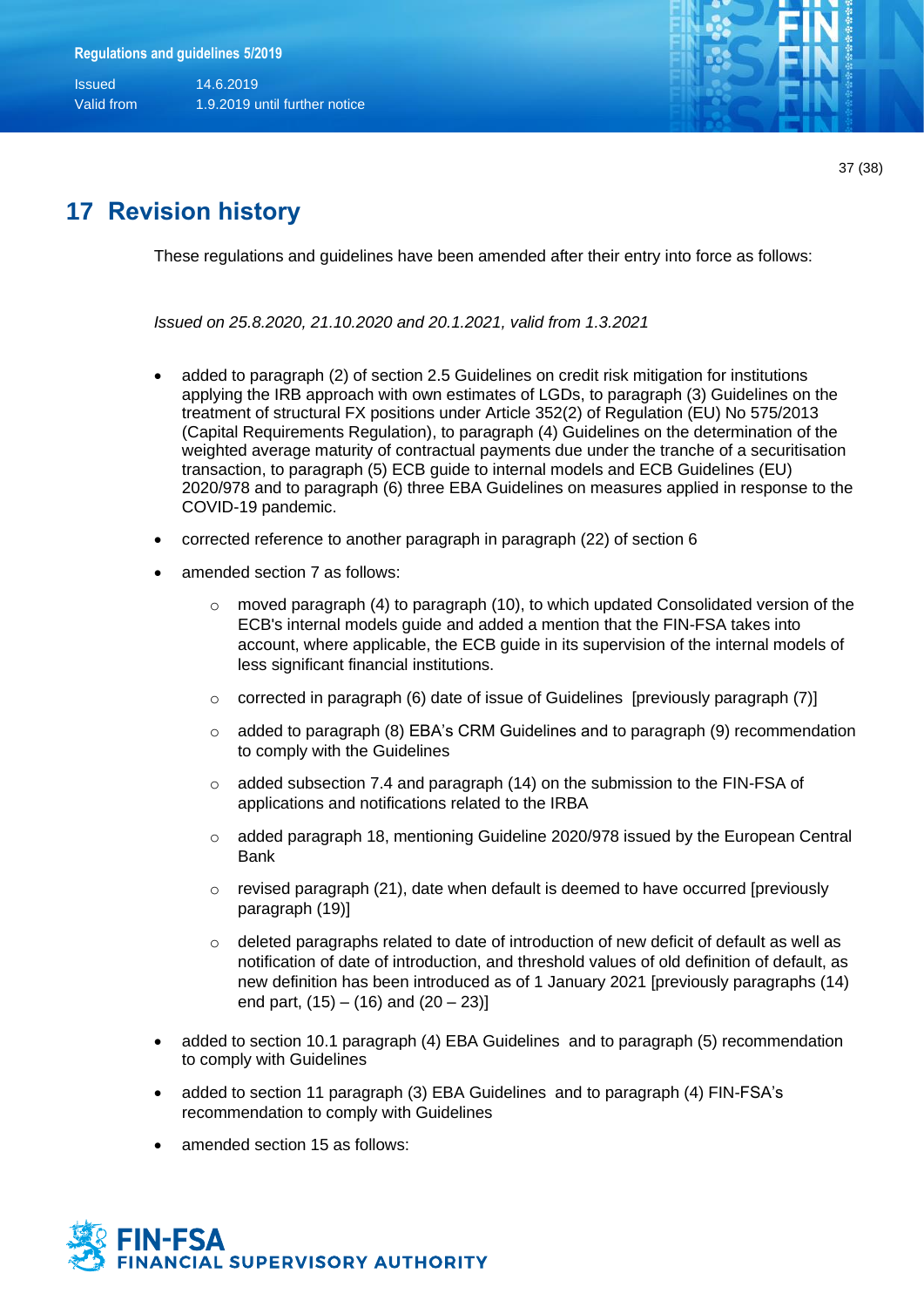# 17 Revision history

These regulations and guidelines have been amended after their entry into force as follows:

*Issued on 25.8.2020, 21.10.2020 and 20.1.2021, valid from 1.3.2021*

- added to paragraph (2) of section 2.5 Guidelines on credit risk mitigation for institutions applying the IRB approach with own estimates of LGDs, to paragraph (3) Guidelines on the treatment of structural FX positions under Article 352(2) of Regulation (EU) No 575/2013 (Capital Requirements Regulation), to paragraph (4) Guidelines on the determination of the weighted average maturity of contractual payments due under the tranche of a securitisation transaction, to paragraph (5) ECB guide to internal models and ECB Guidelines (EU) 2020/978 and to paragraph (6) three EBA Guidelines on measures applied in response to the COVID-19 pandemic.
- corrected reference to another paragraph in paragraph (22) of section 6
- amended section 7 as follows:
  - moved paragraph (4) to paragraph (10), to which updated Consolidated version of the ECB's internal models guide and added a mention that the FIN-FSA takes into account, where applicable, the ECB guide in its supervision of the internal models of less significant financial institutions.
  - corrected in paragraph (6) date of issue of Guidelines [previously paragraph (7)]
  - added to paragraph (8) EBA's CRM Guidelines and to paragraph (9) recommendation to comply with the Guidelines
  - added subsection 7.4 and paragraph (14) on the submission to the FIN-FSA of applications and notifications related to the IRBA
  - added paragraph 18, mentioning Guideline 2020/978 issued by the European Central Bank
  - revised paragraph (21), date when default is deemed to have occurred [previously paragraph (19)]
  - deleted paragraphs related to date of introduction of new deficit of default as well as notification of date of introduction, and threshold values of old definition of default, as new definition has been introduced as of 1 January 2021 [previously paragraphs (14) end part, (15) – (16) and (20 – 23)]
- added to section 10.1 paragraph (4) EBA Guidelines and to paragraph (5) recommendation to comply with Guidelines
- added to section 11 paragraph (3) EBA Guidelines and to paragraph (4) FIN-FSA's recommendation to comply with Guidelines
- amended section 15 as follows: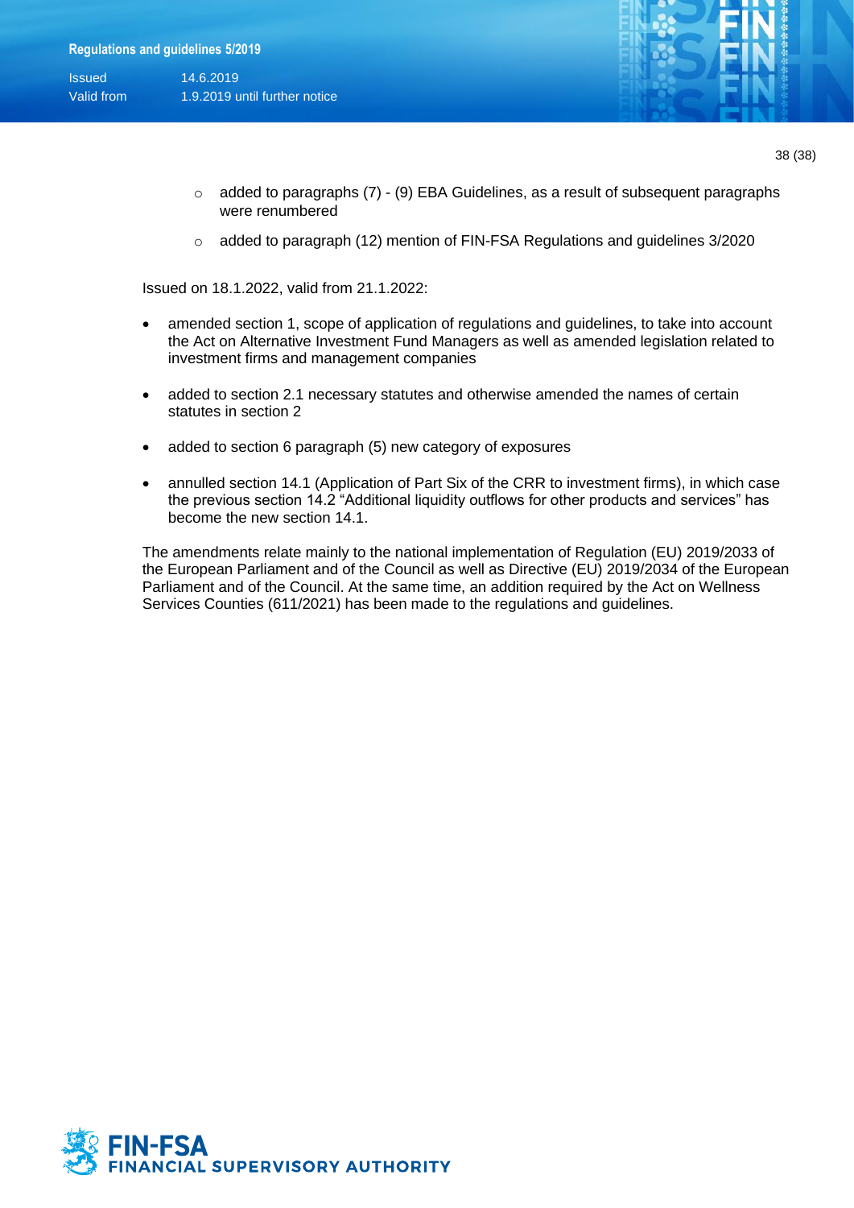- added to paragraphs (7) - (9) EBA Guidelines, as a result of subsequent paragraphs were renumbered
    - added to paragraph (12) mention of FIN-FSA Regulations and guidelines 3/2020

Issued on 18.1.2022, valid from 21.1.2022:

- amended section 1, scope of application of regulations and guidelines, to take into account the Act on Alternative Investment Fund Managers as well as amended legislation related to investment firms and management companies
- added to section 2.1 necessary statutes and otherwise amended the names of certain statutes in section 2
- added to section 6 paragraph (5) new category of exposures
- annulled section 14.1 (Application of Part Six of the CRR to investment firms), in which case the previous section 14.2 "Additional liquidity outflows for other products and services" has become the new section 14.1.

The amendments relate mainly to the national implementation of Regulation (EU) 2019/2033 of the European Parliament and of the Council as well as Directive (EU) 2019/2034 of the European Parliament and of the Council. At the same time, an addition required by the Act on Wellness Services Counties (611/2021) has been made to the regulations and guidelines.